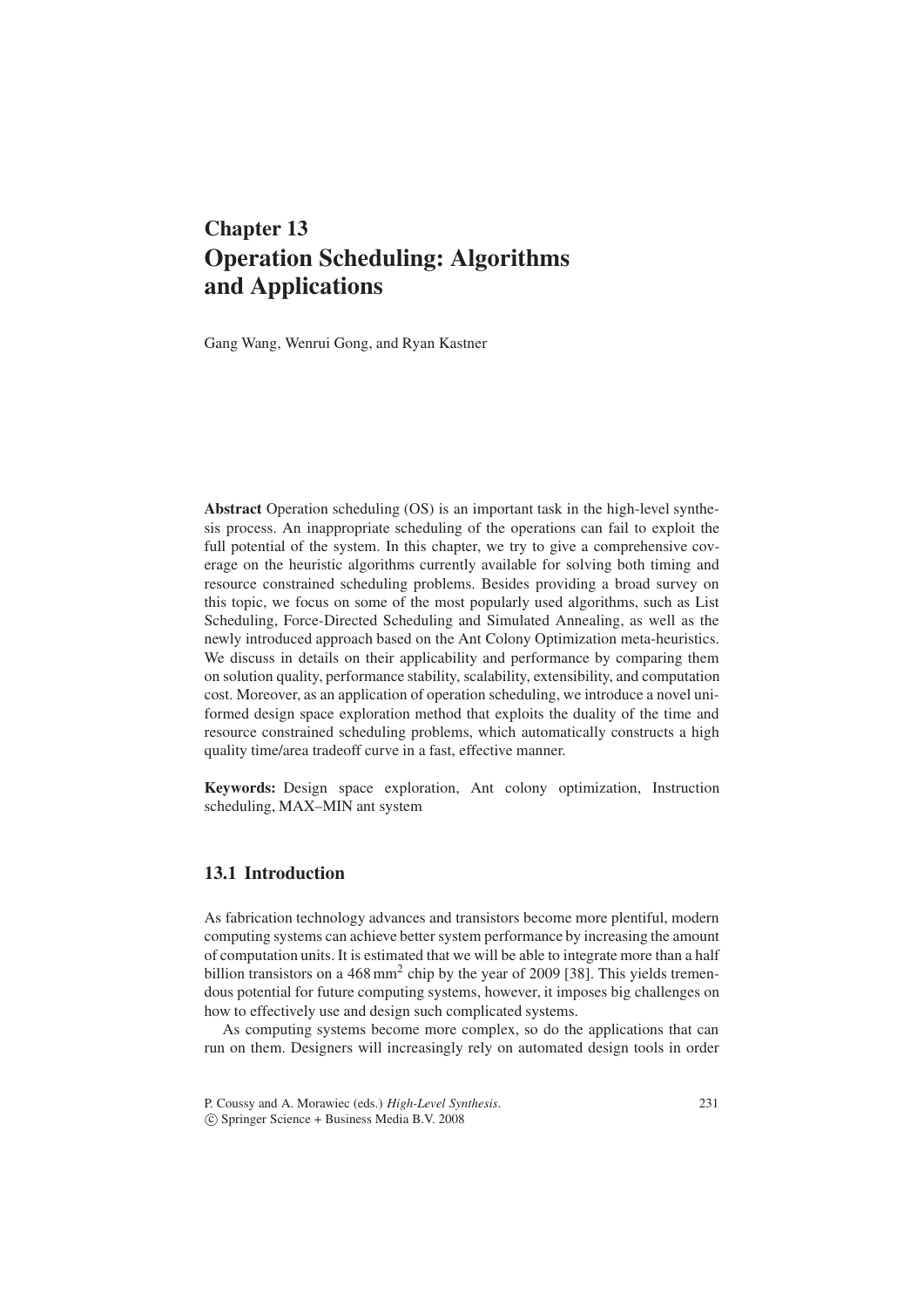# Chapter 13
# Operation Scheduling: Algorithms and Applications

Gang Wang, Wenrui Gong, and Ryan Kastner

**Abstract** Operation scheduling (OS) is an important task in the high-level synthesis process. An inappropriate scheduling of the operations can fail to exploit the full potential of the system. In this chapter, we try to give a comprehensive coverage on the heuristic algorithms currently available for solving both timing and resource constrained scheduling problems. Besides providing a broad survey on this topic, we focus on some of the most popularly used algorithms, such as List Scheduling, Force-Directed Scheduling and Simulated Annealing, as well as the newly introduced approach based on the Ant Colony Optimization meta-heuristics. We discuss in details on their applicability and performance by comparing them on solution quality, performance stability, scalability, extensibility, and computation cost. Moreover, as an application of operation scheduling, we introduce a novel uniformed design space exploration method that exploits the duality of the time and resource constrained scheduling problems, which automatically constructs a high quality time/area tradeoff curve in a fast, effective manner.

**Keywords:** Design space exploration, Ant colony optimization, Instruction scheduling, MAX–MIN ant system

## 13.1 Introduction

As fabrication technology advances and transistors become more plentiful, modern computing systems can achieve better system performance by increasing the amount of computation units. It is estimated that we will be able to integrate more than a half billion transistors on a 468 $\text{mm}^2$ chip by the year of 2009 [38]. This yields tremendous potential for future computing systems, however, it imposes big challenges on how to effectively use and design such complicated systems.

As computing systems become more complex, so do the applications that can run on them. Designers will increasingly rely on automated design tools in order

P. Coussy and A. Morawiec (eds.) *High-Level Synthesis*.
© Springer Science + Business Media B.V. 2008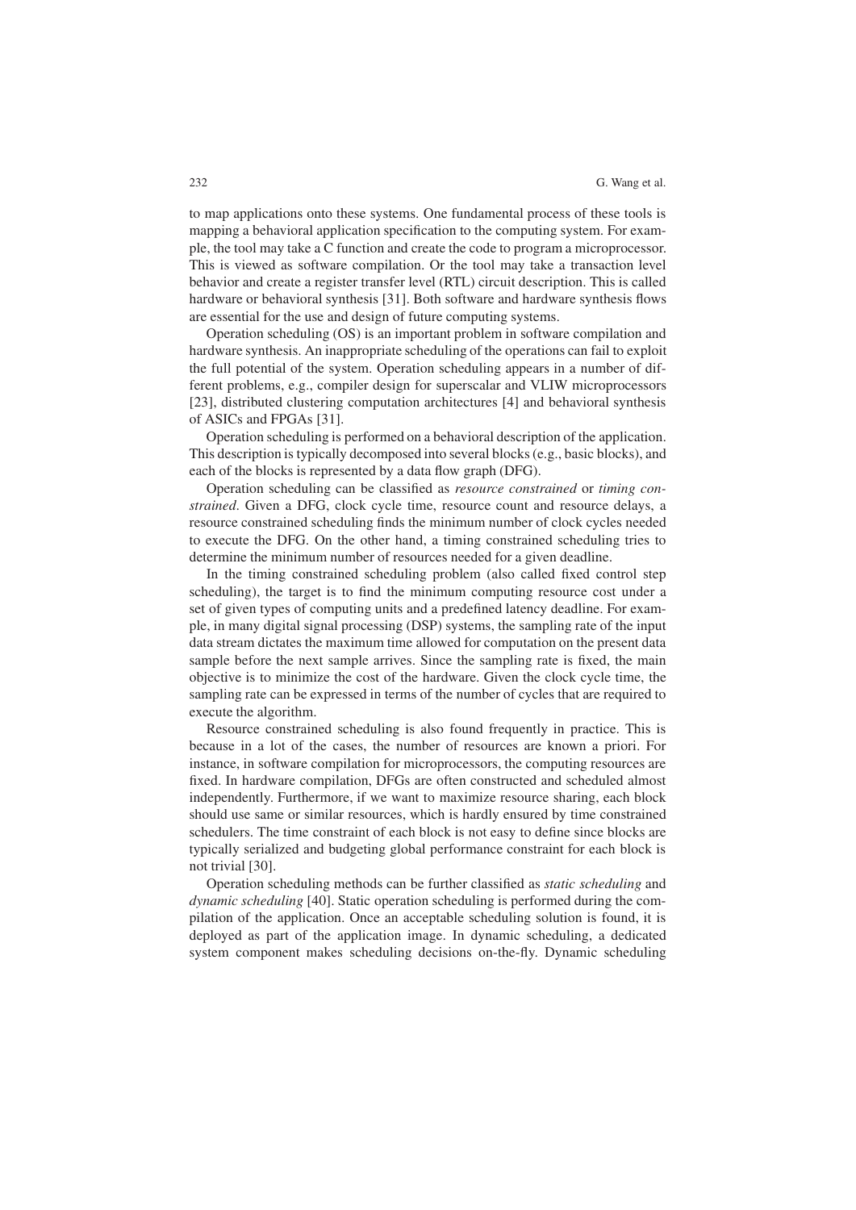to map applications onto these systems. One fundamental process of these tools is mapping a behavioral application specification to the computing system. For example, the tool may take a C function and create the code to program a microprocessor. This is viewed as software compilation. Or the tool may take a transaction level behavior and create a register transfer level (RTL) circuit description. This is called hardware or behavioral synthesis [31]. Both software and hardware synthesis flows are essential for the use and design of future computing systems.

Operation scheduling (OS) is an important problem in software compilation and hardware synthesis. An inappropriate scheduling of the operations can fail to exploit the full potential of the system. Operation scheduling appears in a number of different problems, e.g., compiler design for superscalar and VLIW microprocessors [23], distributed clustering computation architectures [4] and behavioral synthesis of ASICs and FPGAs [31].

Operation scheduling is performed on a behavioral description of the application. This description is typically decomposed into several blocks (e.g., basic blocks), and each of the blocks is represented by a data flow graph (DFG).

Operation scheduling can be classified as *resource constrained* or *timing constrained*. Given a DFG, clock cycle time, resource count and resource delays, a resource constrained scheduling finds the minimum number of clock cycles needed to execute the DFG. On the other hand, a timing constrained scheduling tries to determine the minimum number of resources needed for a given deadline.

In the timing constrained scheduling problem (also called fixed control step scheduling), the target is to find the minimum computing resource cost under a set of given types of computing units and a predefined latency deadline. For example, in many digital signal processing (DSP) systems, the sampling rate of the input data stream dictates the maximum time allowed for computation on the present data sample before the next sample arrives. Since the sampling rate is fixed, the main objective is to minimize the cost of the hardware. Given the clock cycle time, the sampling rate can be expressed in terms of the number of cycles that are required to execute the algorithm.

Resource constrained scheduling is also found frequently in practice. This is because in a lot of the cases, the number of resources are known a priori. For instance, in software compilation for microprocessors, the computing resources are fixed. In hardware compilation, DFGs are often constructed and scheduled almost independently. Furthermore, if we want to maximize resource sharing, each block should use same or similar resources, which is hardly ensured by time constrained schedulers. The time constraint of each block is not easy to define since blocks are typically serialized and budgeting global performance constraint for each block is not trivial [30].

Operation scheduling methods can be further classified as *static scheduling* and *dynamic scheduling* [40]. Static operation scheduling is performed during the compilation of the application. Once an acceptable scheduling solution is found, it is deployed as part of the application image. In dynamic scheduling, a dedicated system component makes scheduling decisions on-the-fly. Dynamic scheduling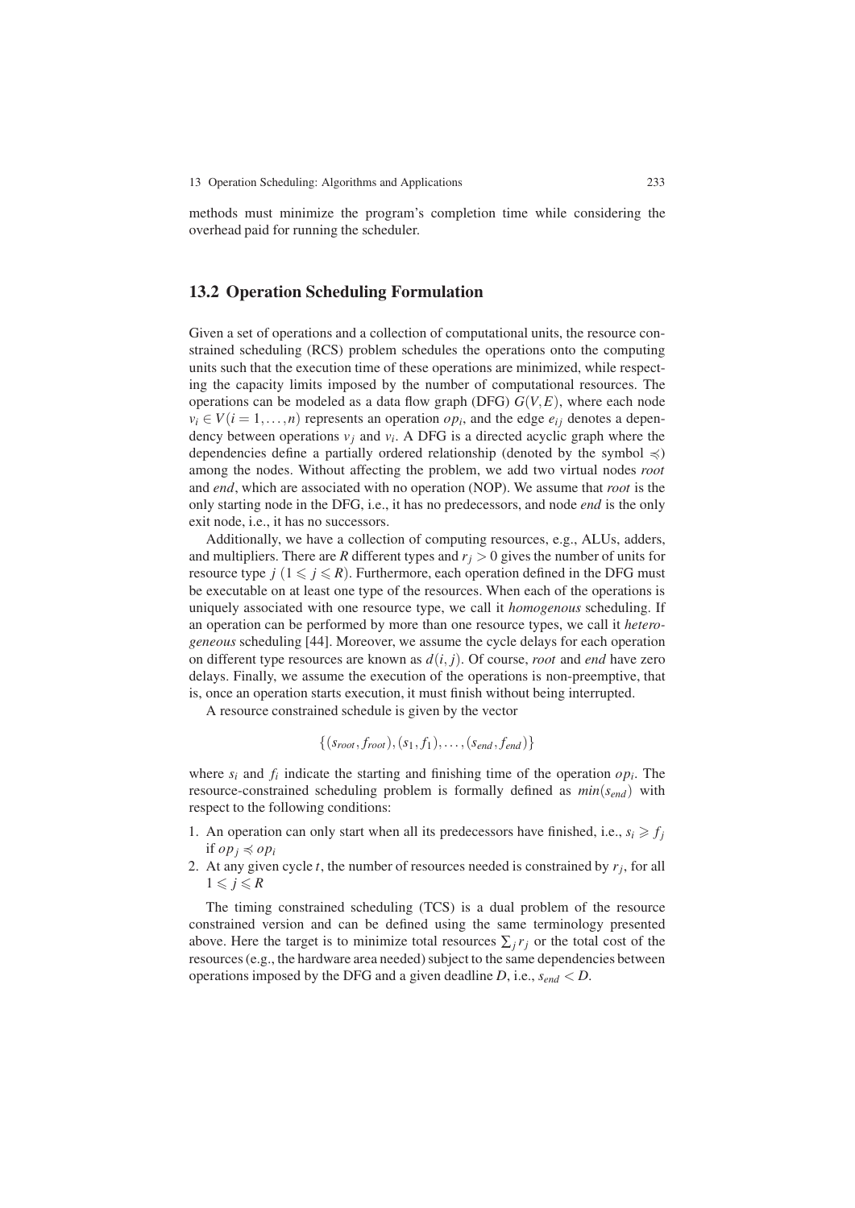methods must minimize the program's completion time while considering the overhead paid for running the scheduler.

## 13.2 Operation Scheduling Formulation

Given a set of operations and a collection of computational units, the resource constrained scheduling (RCS) problem schedules the operations onto the computing units such that the execution time of these operations are minimized, while respecting the capacity limits imposed by the number of computational resources. The operations can be modeled as a data flow graph (DFG) $G(V,E)$, where each node $v_i \in V(i = 1,\ldots,n)$ represents an operation $op_i$, and the edge $e_{ij}$ denotes a dependency between operations $v_j$ and $v_i$. A DFG is a directed acyclic graph where the dependencies define a partially ordered relationship (denoted by the symbol $\preccurlyeq$) among the nodes. Without affecting the problem, we add two virtual nodes *root* and *end*, which are associated with no operation (NOP). We assume that *root* is the only starting node in the DFG, i.e., it has no predecessors, and node *end* is the only exit node, i.e., it has no successors.

Additionally, we have a collection of computing resources, e.g., ALUs, adders, and multipliers. There are $R$ different types and $r_j > 0$ gives the number of units for resource type $j$ $(1 \leqslant j \leqslant R)$. Furthermore, each operation defined in the DFG must be executable on at least one type of the resources. When each of the operations is uniquely associated with one resource type, we call it *homogenous* scheduling. If an operation can be performed by more than one resource types, we call it *heterogeneous* scheduling [44]. Moreover, we assume the cycle delays for each operation on different type resources are known as $d(i, j)$. Of course, *root* and *end* have zero delays. Finally, we assume the execution of the operations is non-preemptive, that is, once an operation starts execution, it must finish without being interrupted.

A resource constrained schedule is given by the vector

$$\{(s_{root}, f_{root}), (s_1, f_1), \ldots, (s_{end}, f_{end})\}$$

where $s_i$ and $f_i$ indicate the starting and finishing time of the operation $op_i$. The resource-constrained scheduling problem is formally defined as $min(s_{end})$ with respect to the following conditions:

1. An operation can only start when all its predecessors have finished, i.e., $s_i \geqslant f_j$ if $op_j \preccurlyeq op_i$
2. At any given cycle $t$, the number of resources needed is constrained by $r_j$, for all $1 \leqslant j \leqslant R$

The timing constrained scheduling (TCS) is a dual problem of the resource constrained version and can be defined using the same terminology presented above. Here the target is to minimize total resources $\sum_j r_j$ or the total cost of the resources (e.g., the hardware area needed) subject to the same dependencies between operations imposed by the DFG and a given deadline $D$, i.e., $s_{end} < D$.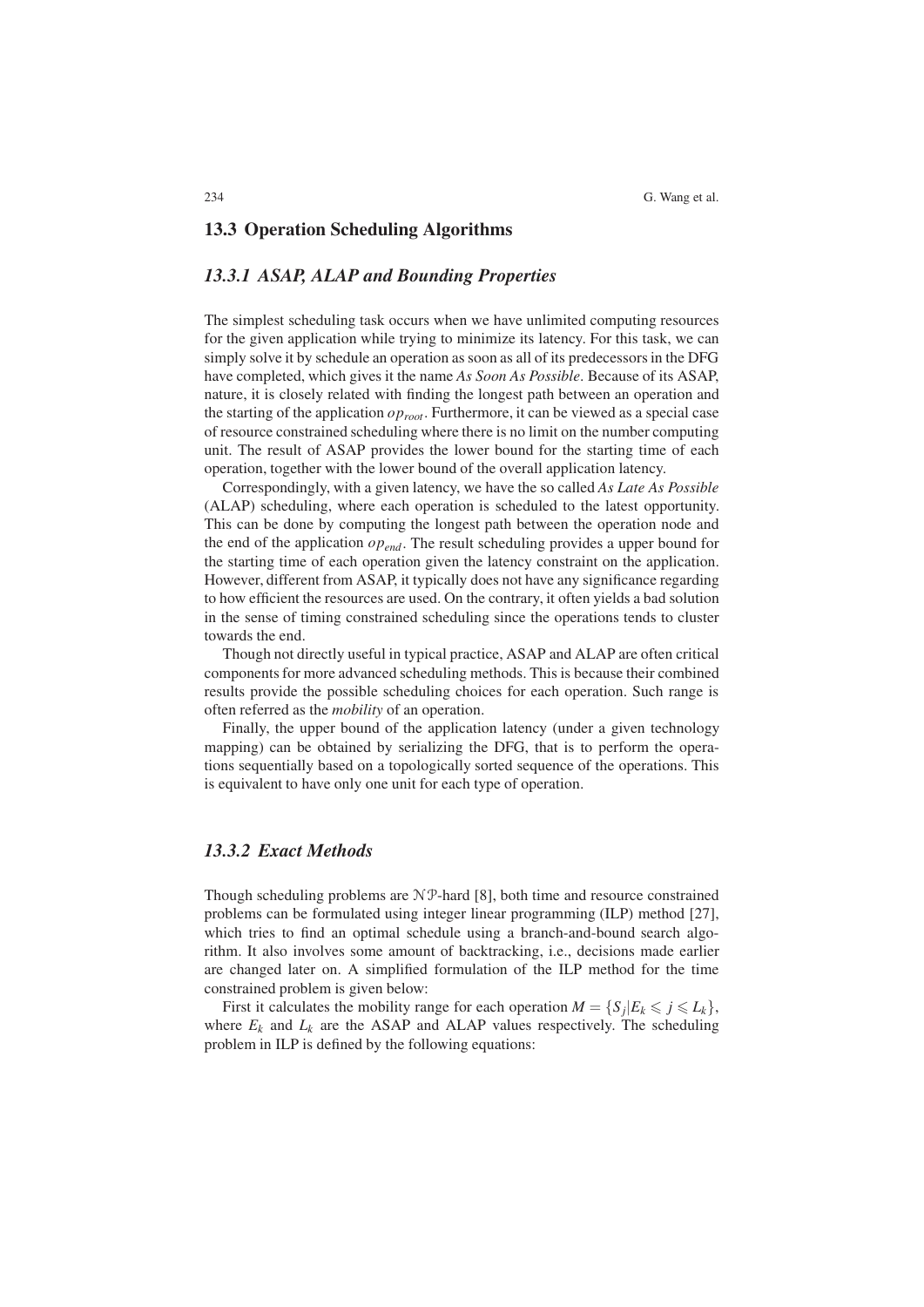## 13.3 Operation Scheduling Algorithms

### *13.3.1 ASAP, ALAP and Bounding Properties*

The simplest scheduling task occurs when we have unlimited computing resources for the given application while trying to minimize its latency. For this task, we can simply solve it by schedule an operation as soon as all of its predecessors in the DFG have completed, which gives it the name *As Soon As Possible*. Because of its ASAP, nature, it is closely related with finding the longest path between an operation and the starting of the application $op_{root}$. Furthermore, it can be viewed as a special case of resource constrained scheduling where there is no limit on the number computing unit. The result of ASAP provides the lower bound for the starting time of each operation, together with the lower bound of the overall application latency.

Correspondingly, with a given latency, we have the so called *As Late As Possible* (ALAP) scheduling, where each operation is scheduled to the latest opportunity. This can be done by computing the longest path between the operation node and the end of the application $op_{end}$. The result scheduling provides a upper bound for the starting time of each operation given the latency constraint on the application. However, different from ASAP, it typically does not have any significance regarding to how efficient the resources are used. On the contrary, it often yields a bad solution in the sense of timing constrained scheduling since the operations tends to cluster towards the end.

Though not directly useful in typical practice, ASAP and ALAP are often critical components for more advanced scheduling methods. This is because their combined results provide the possible scheduling choices for each operation. Such range is often referred as the *mobility* of an operation.

Finally, the upper bound of the application latency (under a given technology mapping) can be obtained by serializing the DFG, that is to perform the operations sequentially based on a topologically sorted sequence of the operations. This is equivalent to have only one unit for each type of operation.

### *13.3.2 Exact Methods*

Though scheduling problems are $\mathcal{NP}$-hard [8], both time and resource constrained problems can be formulated using integer linear programming (ILP) method [27], which tries to find an optimal schedule using a branch-and-bound search algorithm. It also involves some amount of backtracking, i.e., decisions made earlier are changed later on. A simplified formulation of the ILP method for the time constrained problem is given below:

First it calculates the mobility range for each operation $M = \{S_j | E_k \leqslant j \leqslant L_k\}$, where $E_k$ and $L_k$ are the ASAP and ALAP values respectively. The scheduling problem in ILP is defined by the following equations: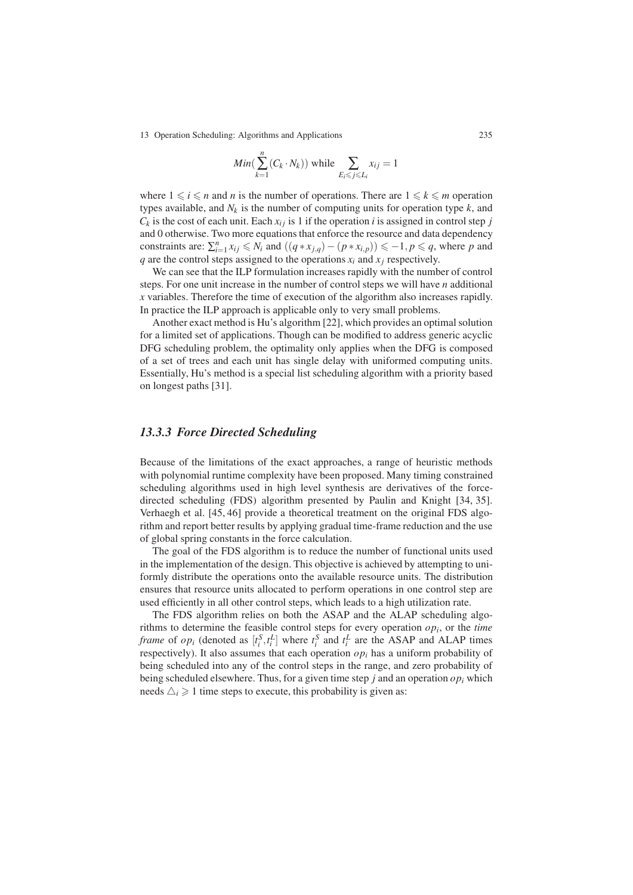$$Min(\sum_{k=1}^{n}(C_k \cdot N_k)) \text{ while } \sum_{E_i \leqslant j \leqslant L_i} x_{ij} = 1$$

where $1 \leqslant i \leqslant n$ and $n$ is the number of operations. There are $1 \leqslant k \leqslant m$ operation types available, and $N_k$ is the number of computing units for operation type $k$, and $C_k$ is the cost of each unit. Each $x_{ij}$ is 1 if the operation $i$ is assigned in control step $j$ and 0 otherwise. Two more equations that enforce the resource and data dependency constraints are: $\sum_{i=1}^{n} x_{ij} \leqslant N_i$ and $((q * x_{j,q}) - (p * x_{i,p})) \leqslant -1, p \leqslant q$, where $p$ and $q$ are the control steps assigned to the operations $x_i$ and $x_j$ respectively.

We can see that the ILP formulation increases rapidly with the number of control steps. For one unit increase in the number of control steps we will have $n$ additional $x$ variables. Therefore the time of execution of the algorithm also increases rapidly. In practice the ILP approach is applicable only to very small problems.

Another exact method is Hu's algorithm [22], which provides an optimal solution for a limited set of applications. Though can be modified to address generic acyclic DFG scheduling problem, the optimality only applies when the DFG is composed of a set of trees and each unit has single delay with uniformed computing units. Essentially, Hu's method is a special list scheduling algorithm with a priority based on longest paths [31].

### *13.3.3 Force Directed Scheduling*

Because of the limitations of the exact approaches, a range of heuristic methods with polynomial runtime complexity have been proposed. Many timing constrained scheduling algorithms used in high level synthesis are derivatives of the force-directed scheduling (FDS) algorithm presented by Paulin and Knight [34, 35]. Verhaegh et al. [45, 46] provide a theoretical treatment on the original FDS algorithm and report better results by applying gradual time-frame reduction and the use of global spring constants in the force calculation.

The goal of the FDS algorithm is to reduce the number of functional units used in the implementation of the design. This objective is achieved by attempting to uniformly distribute the operations onto the available resource units. The distribution ensures that resource units allocated to perform operations in one control step are used efficiently in all other control steps, which leads to a high utilization rate.

The FDS algorithm relies on both the ASAP and the ALAP scheduling algorithms to determine the feasible control steps for every operation $op_i$, or the *time frame* of $op_i$ (denoted as $[t_i^S, t_i^L]$ where $t_i^S$ and $t_i^L$ are the ASAP and ALAP times respectively). It also assumes that each operation $op_i$ has a uniform probability of being scheduled into any of the control steps in the range, and zero probability of being scheduled elsewhere. Thus, for a given time step $j$ and an operation $op_i$ which needs $\triangle_i \geqslant 1$ time steps to execute, this probability is given as: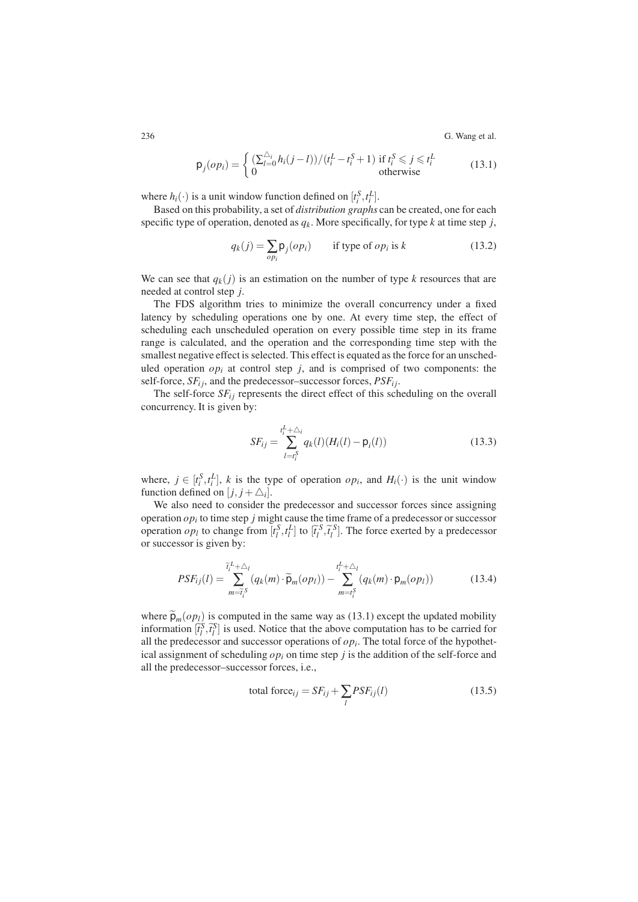$$\mathsf{p}_j(op_i) = \begin{cases} (\sum_{l=0}^{\triangle_i} h_i(j-l))/(t_i^L - t_i^S + 1) & \text{if } t_i^S \leqslant j \leqslant t_i^L \\ 0 & \text{otherwise} \end{cases} \tag{13.1}$$

where $h_i(\cdot)$ is a unit window function defined on $[t_i^S, t_i^L]$.

Based on this probability, a set of *distribution graphs* can be created, one for each specific type of operation, denoted as $q_k$. More specifically, for type $k$ at time step $j$,

$$q_k(j) = \sum_{op_i} \mathsf{p}_j(op_i) \qquad \text{if type of } op_i \text{ is } k \tag{13.2}$$

We can see that $q_k(j)$ is an estimation on the number of type $k$ resources that are needed at control step $j$.

The FDS algorithm tries to minimize the overall concurrency under a fixed latency by scheduling operations one by one. At every time step, the effect of scheduling each unscheduled operation on every possible time step in its frame range is calculated, and the operation and the corresponding time step with the smallest negative effect is selected. This effect is equated as the force for an unscheduled operation $op_i$ at control step $j$, and is comprised of two components: the self-force, $SF_{ij}$, and the predecessor–successor forces, $PSF_{ij}$.

The self-force $SF_{ij}$ represents the direct effect of this scheduling on the overall concurrency. It is given by:

$$SF_{ij} = \sum_{l=t_i^S}^{t_i^L + \triangle_i} q_k(l)(H_i(l) - \mathsf{p}_i(l)) \tag{13.3}$$

where, $j \in [t_i^S, t_i^L]$, $k$ is the type of operation $op_i$, and $H_i(\cdot)$ is the unit window function defined on $[j, j + \triangle_i]$.

We also need to consider the predecessor and successor forces since assigning operation $op_i$ to time step $j$ might cause the time frame of a predecessor or successor operation $op_l$ to change from $[t_l^S, t_l^L]$ to $[\widetilde{t}_l^S, \widetilde{t}_l^S]$. The force exerted by a predecessor or successor is given by:

$$PSF_{ij}(l) = \sum_{m=\widetilde{t}_i^S}^{\widetilde{t}_i^L + \triangle_l} (q_k(m) \cdot \widetilde{\mathsf{p}}_m(op_l)) - \sum_{m=t_i^S}^{t_i^L + \triangle_l} (q_k(m) \cdot \mathsf{p}_m(op_l)) \tag{13.4}$$

where $\widetilde{\mathsf{p}}_m(op_l)$ is computed in the same way as (13.1) except the updated mobility information $[\widetilde{t}_l^S, \widetilde{t}_l^S]$ is used. Notice that the above computation has to be carried for all the predecessor and successor operations of $op_i$. The total force of the hypothetical assignment of scheduling $op_i$ on time step $j$ is the addition of the self-force and all the predecessor–successor forces, i.e.,

$$\text{total force}_{ij} = SF_{ij} + \sum_l PSF_{ij}(l) \tag{13.5}$$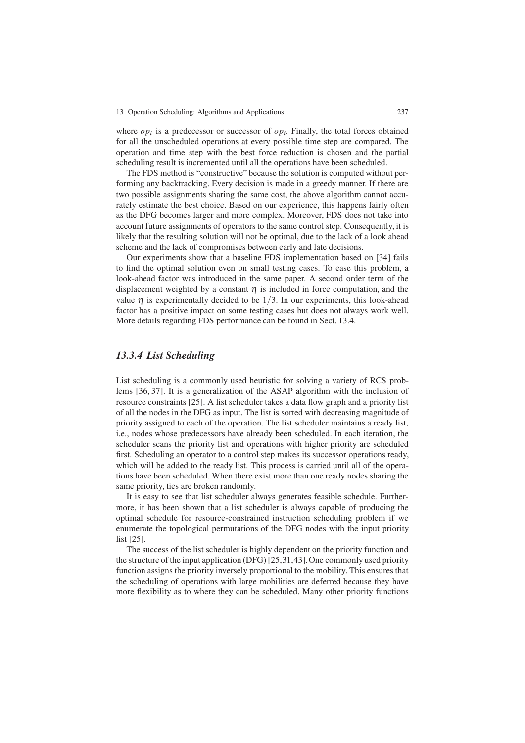where $op_l$ is a predecessor or successor of $op_i$. Finally, the total forces obtained for all the unscheduled operations at every possible time step are compared. The operation and time step with the best force reduction is chosen and the partial scheduling result is incremented until all the operations have been scheduled.

The FDS method is "constructive" because the solution is computed without performing any backtracking. Every decision is made in a greedy manner. If there are two possible assignments sharing the same cost, the above algorithm cannot accurately estimate the best choice. Based on our experience, this happens fairly often as the DFG becomes larger and more complex. Moreover, FDS does not take into account future assignments of operators to the same control step. Consequently, it is likely that the resulting solution will not be optimal, due to the lack of a look ahead scheme and the lack of compromises between early and late decisions.

Our experiments show that a baseline FDS implementation based on [34] fails to find the optimal solution even on small testing cases. To ease this problem, a look-ahead factor was introduced in the same paper. A second order term of the displacement weighted by a constant $\eta$ is included in force computation, and the value $\eta$ is experimentally decided to be $1/3$. In our experiments, this look-ahead factor has a positive impact on some testing cases but does not always work well. More details regarding FDS performance can be found in Sect. 13.4.

### *13.3.4 List Scheduling*

List scheduling is a commonly used heuristic for solving a variety of RCS problems [36, 37]. It is a generalization of the ASAP algorithm with the inclusion of resource constraints [25]. A list scheduler takes a data flow graph and a priority list of all the nodes in the DFG as input. The list is sorted with decreasing magnitude of priority assigned to each of the operation. The list scheduler maintains a ready list, i.e., nodes whose predecessors have already been scheduled. In each iteration, the scheduler scans the priority list and operations with higher priority are scheduled first. Scheduling an operator to a control step makes its successor operations ready, which will be added to the ready list. This process is carried until all of the operations have been scheduled. When there exist more than one ready nodes sharing the same priority, ties are broken randomly.

It is easy to see that list scheduler always generates feasible schedule. Furthermore, it has been shown that a list scheduler is always capable of producing the optimal schedule for resource-constrained instruction scheduling problem if we enumerate the topological permutations of the DFG nodes with the input priority list [25].

The success of the list scheduler is highly dependent on the priority function and the structure of the input application (DFG) [25,31,43]. One commonly used priority function assigns the priority inversely proportional to the mobility. This ensures that the scheduling of operations with large mobilities are deferred because they have more flexibility as to where they can be scheduled. Many other priority functions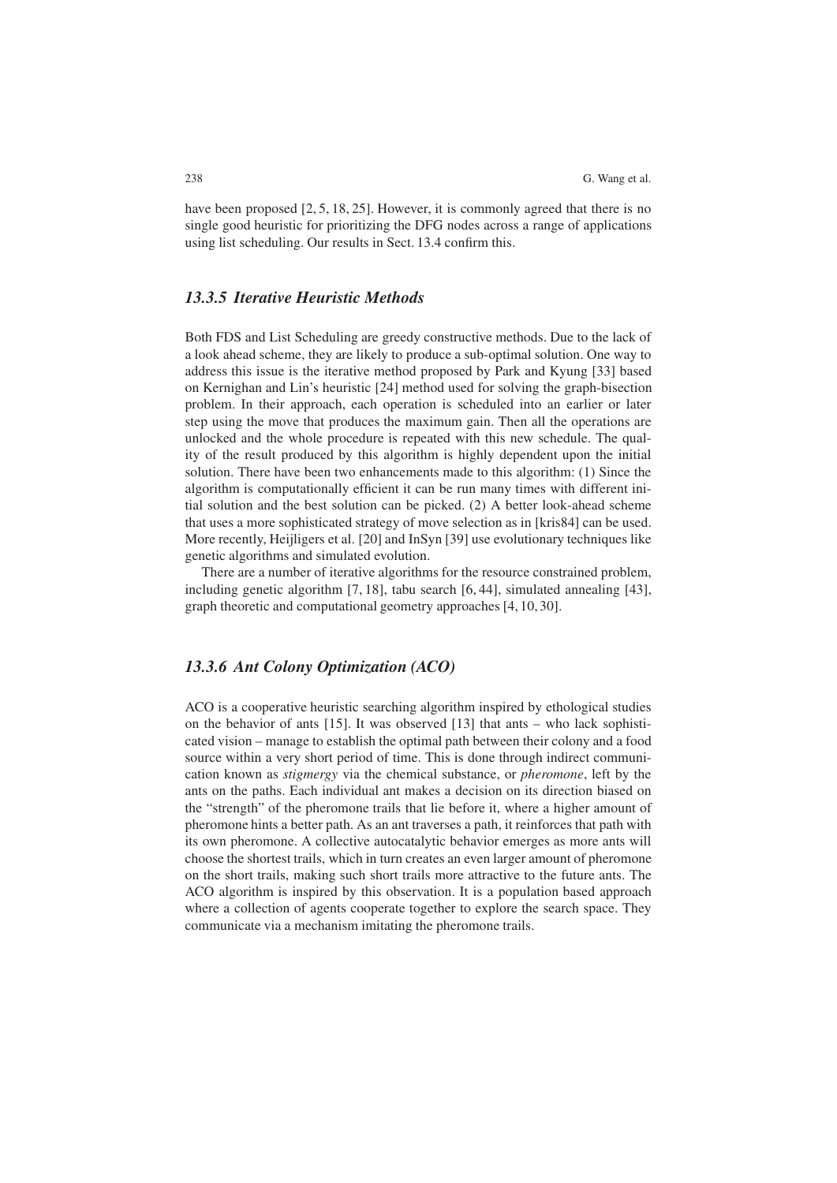have been proposed [2, 5, 18, 25]. However, it is commonly agreed that there is no single good heuristic for prioritizing the DFG nodes across a range of applications using list scheduling. Our results in Sect. 13.4 confirm this.

### *13.3.5 Iterative Heuristic Methods*

Both FDS and List Scheduling are greedy constructive methods. Due to the lack of a look ahead scheme, they are likely to produce a sub-optimal solution. One way to address this issue is the iterative method proposed by Park and Kyung [33] based on Kernighan and Lin's heuristic [24] method used for solving the graph-bisection problem. In their approach, each operation is scheduled into an earlier or later step using the move that produces the maximum gain. Then all the operations are unlocked and the whole procedure is repeated with this new schedule. The quality of the result produced by this algorithm is highly dependent upon the initial solution. There have been two enhancements made to this algorithm: (1) Since the algorithm is computationally efficient it can be run many times with different initial solution and the best solution can be picked. (2) A better look-ahead scheme that uses a more sophisticated strategy of move selection as in [kris84] can be used. More recently, Heijligers et al. [20] and InSyn [39] use evolutionary techniques like genetic algorithms and simulated evolution.

There are a number of iterative algorithms for the resource constrained problem, including genetic algorithm [7, 18], tabu search [6, 44], simulated annealing [43], graph theoretic and computational geometry approaches [4, 10, 30].

### *13.3.6 Ant Colony Optimization (ACO)*

ACO is a cooperative heuristic searching algorithm inspired by ethological studies on the behavior of ants [15]. It was observed [13] that ants – who lack sophisticated vision – manage to establish the optimal path between their colony and a food source within a very short period of time. This is done through indirect communication known as *stigmergy* via the chemical substance, or *pheromone*, left by the ants on the paths. Each individual ant makes a decision on its direction biased on the "strength" of the pheromone trails that lie before it, where a higher amount of pheromone hints a better path. As an ant traverses a path, it reinforces that path with its own pheromone. A collective autocatalytic behavior emerges as more ants will choose the shortest trails, which in turn creates an even larger amount of pheromone on the short trails, making such short trails more attractive to the future ants. The ACO algorithm is inspired by this observation. It is a population based approach where a collection of agents cooperate together to explore the search space. They communicate via a mechanism imitating the pheromone trails.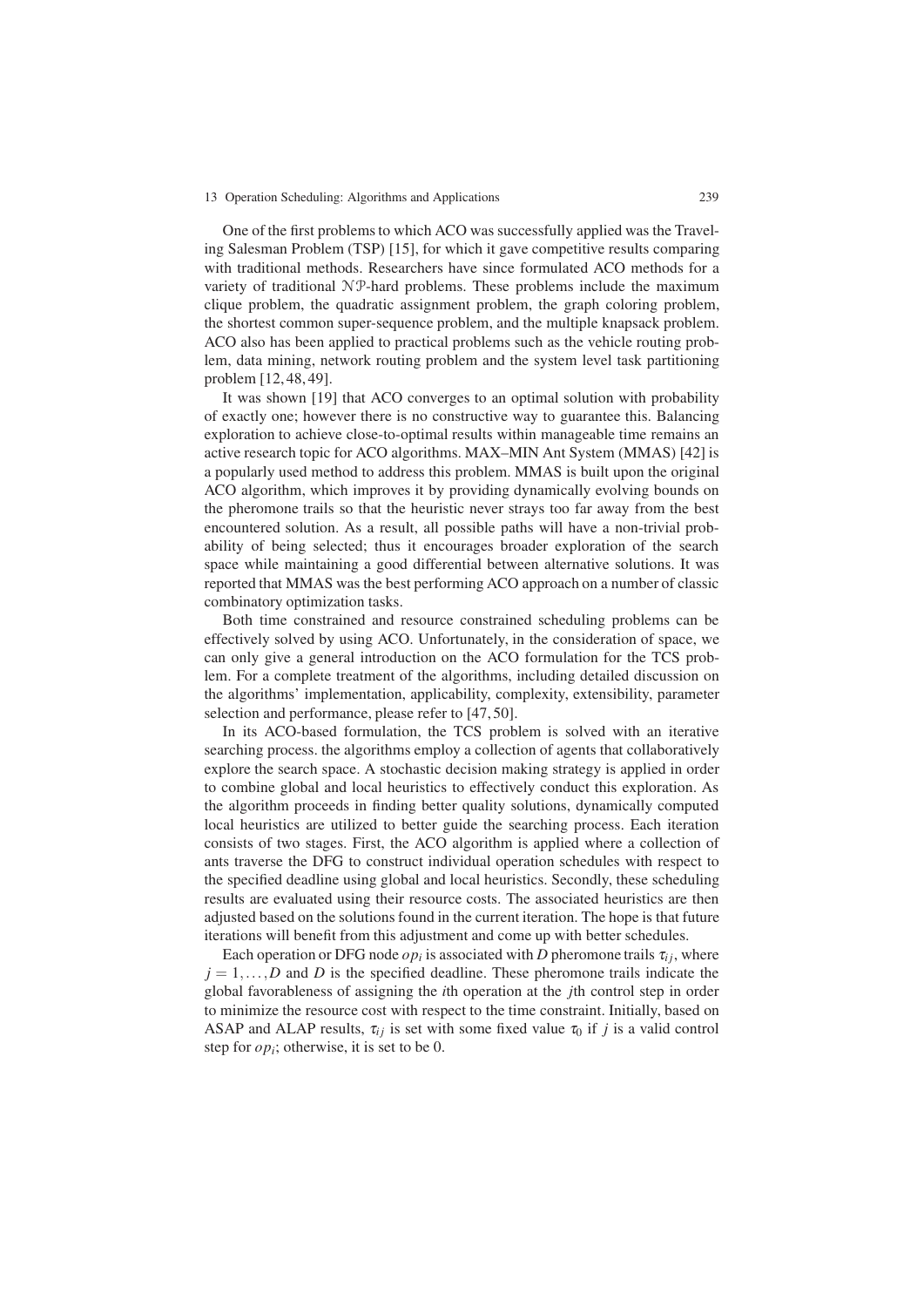One of the first problems to which ACO was successfully applied was the Traveling Salesman Problem (TSP) [15], for which it gave competitive results comparing with traditional methods. Researchers have since formulated ACO methods for a variety of traditional $\mathcal{NP}$-hard problems. These problems include the maximum clique problem, the quadratic assignment problem, the graph coloring problem, the shortest common super-sequence problem, and the multiple knapsack problem. ACO also has been applied to practical problems such as the vehicle routing problem, data mining, network routing problem and the system level task partitioning problem [12, 48, 49].

It was shown [19] that ACO converges to an optimal solution with probability of exactly one; however there is no constructive way to guarantee this. Balancing exploration to achieve close-to-optimal results within manageable time remains an active research topic for ACO algorithms. MAX–MIN Ant System (MMAS) [42] is a popularly used method to address this problem. MMAS is built upon the original ACO algorithm, which improves it by providing dynamically evolving bounds on the pheromone trails so that the heuristic never strays too far away from the best encountered solution. As a result, all possible paths will have a non-trivial probability of being selected; thus it encourages broader exploration of the search space while maintaining a good differential between alternative solutions. It was reported that MMAS was the best performing ACO approach on a number of classic combinatory optimization tasks.

Both time constrained and resource constrained scheduling problems can be effectively solved by using ACO. Unfortunately, in the consideration of space, we can only give a general introduction on the ACO formulation for the TCS problem. For a complete treatment of the algorithms, including detailed discussion on the algorithms' implementation, applicability, complexity, extensibility, parameter selection and performance, please refer to [47, 50].

In its ACO-based formulation, the TCS problem is solved with an iterative searching process. the algorithms employ a collection of agents that collaboratively explore the search space. A stochastic decision making strategy is applied in order to combine global and local heuristics to effectively conduct this exploration. As the algorithm proceeds in finding better quality solutions, dynamically computed local heuristics are utilized to better guide the searching process. Each iteration consists of two stages. First, the ACO algorithm is applied where a collection of ants traverse the DFG to construct individual operation schedules with respect to the specified deadline using global and local heuristics. Secondly, these scheduling results are evaluated using their resource costs. The associated heuristics are then adjusted based on the solutions found in the current iteration. The hope is that future iterations will benefit from this adjustment and come up with better schedules.

Each operation or DFG node $op_i$ is associated with $D$ pheromone trails $\tau_{ij}$, where $j = 1, \ldots, D$ and $D$ is the specified deadline. These pheromone trails indicate the global favorableness of assigning the $i$th operation at the $j$th control step in order to minimize the resource cost with respect to the time constraint. Initially, based on ASAP and ALAP results, $\tau_{ij}$ is set with some fixed value $\tau_0$ if $j$ is a valid control step for $op_i$; otherwise, it is set to be 0.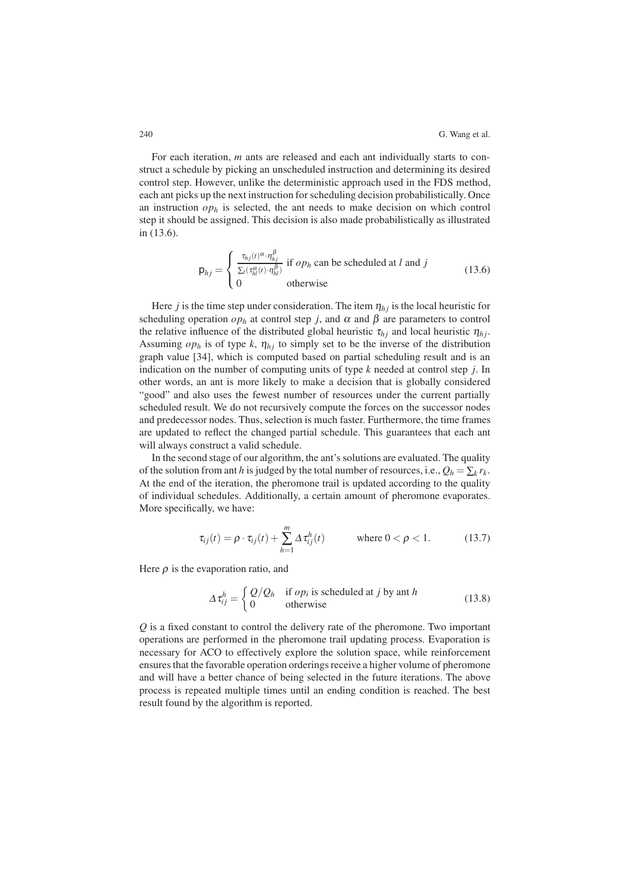For each iteration, $m$ ants are released and each ant individually starts to construct a schedule by picking an unscheduled instruction and determining its desired control step. However, unlike the deterministic approach used in the FDS method, each ant picks up the next instruction for scheduling decision probabilistically. Once an instruction $op_h$ is selected, the ant needs to make decision on which control step it should be assigned. This decision is also made probabilistically as illustrated in (13.6).

$$\mathsf{p}_{hj} = \begin{cases} \frac{\tau_{hj}(t)^{\alpha} \cdot \eta_{hj}^{\beta}}{\sum_l (\tau_{hl}^{\alpha}(t) \cdot \eta_{hl}^{\beta})} & \text{if } op_h \text{ can be scheduled at } l \text{ and } j \\ 0 & \text{otherwise} \end{cases} \tag{13.6}$$

Here $j$ is the time step under consideration. The item $\eta_{hj}$ is the local heuristic for scheduling operation $op_h$ at control step $j$, and $\alpha$ and $\beta$ are parameters to control the relative influence of the distributed global heuristic $\tau_{hj}$ and local heuristic $\eta_{hj}$. Assuming $op_h$ is of type $k$, $\eta_{hj}$ to simply set to be the inverse of the distribution graph value [34], which is computed based on partial scheduling result and is an indication on the number of computing units of type $k$ needed at control step $j$. In other words, an ant is more likely to make a decision that is globally considered "good" and also uses the fewest number of resources under the current partially scheduled result. We do not recursively compute the forces on the successor nodes and predecessor nodes. Thus, selection is much faster. Furthermore, the time frames are updated to reflect the changed partial schedule. This guarantees that each ant will always construct a valid schedule.

In the second stage of our algorithm, the ant's solutions are evaluated. The quality of the solution from ant $h$ is judged by the total number of resources, i.e., $Q_h = \sum_k r_k$. At the end of the iteration, the pheromone trail is updated according to the quality of individual schedules. Additionally, a certain amount of pheromone evaporates. More specifically, we have:

$$\tau_{ij}(t) = \rho \cdot \tau_{ij}(t) + \sum_{h=1}^{m} \Delta \tau_{ij}^{h}(t) \qquad \text{where } 0 < \rho < 1. \tag{13.7}$$

Here $\rho$ is the evaporation ratio, and

$$\Delta \tau_{ij}^{h} = \begin{cases} Q/Q_h & \text{if } op_i \text{ is scheduled at } j \text{ by ant } h \\ 0 & \text{otherwise} \end{cases} \tag{13.8}$$

$Q$ is a fixed constant to control the delivery rate of the pheromone. Two important operations are performed in the pheromone trail updating process. Evaporation is necessary for ACO to effectively explore the solution space, while reinforcement ensures that the favorable operation orderings receive a higher volume of pheromone and will have a better chance of being selected in the future iterations. The above process is repeated multiple times until an ending condition is reached. The best result found by the algorithm is reported.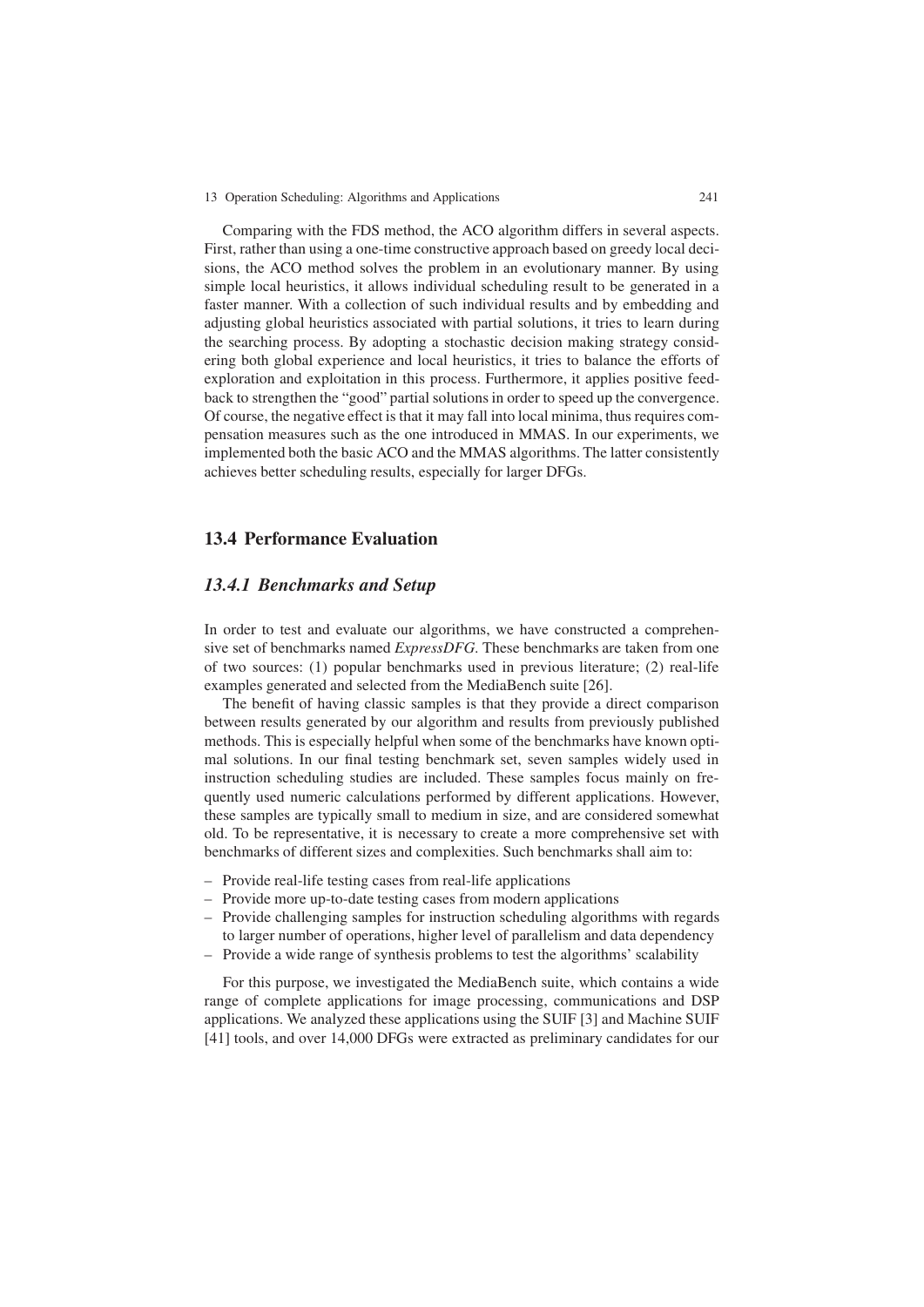Comparing with the FDS method, the ACO algorithm differs in several aspects. First, rather than using a one-time constructive approach based on greedy local decisions, the ACO method solves the problem in an evolutionary manner. By using simple local heuristics, it allows individual scheduling result to be generated in a faster manner. With a collection of such individual results and by embedding and adjusting global heuristics associated with partial solutions, it tries to learn during the searching process. By adopting a stochastic decision making strategy considering both global experience and local heuristics, it tries to balance the efforts of exploration and exploitation in this process. Furthermore, it applies positive feedback to strengthen the "good" partial solutions in order to speed up the convergence. Of course, the negative effect is that it may fall into local minima, thus requires compensation measures such as the one introduced in MMAS. In our experiments, we implemented both the basic ACO and the MMAS algorithms. The latter consistently achieves better scheduling results, especially for larger DFGs.

## 13.4 Performance Evaluation

### *13.4.1 Benchmarks and Setup*

In order to test and evaluate our algorithms, we have constructed a comprehensive set of benchmarks named *ExpressDFG*. These benchmarks are taken from one of two sources: (1) popular benchmarks used in previous literature; (2) real-life examples generated and selected from the MediaBench suite [26].

The benefit of having classic samples is that they provide a direct comparison between results generated by our algorithm and results from previously published methods. This is especially helpful when some of the benchmarks have known optimal solutions. In our final testing benchmark set, seven samples widely used in instruction scheduling studies are included. These samples focus mainly on frequently used numeric calculations performed by different applications. However, these samples are typically small to medium in size, and are considered somewhat old. To be representative, it is necessary to create a more comprehensive set with benchmarks of different sizes and complexities. Such benchmarks shall aim to:

– Provide real-life testing cases from real-life applications
– Provide more up-to-date testing cases from modern applications
– Provide challenging samples for instruction scheduling algorithms with regards to larger number of operations, higher level of parallelism and data dependency
– Provide a wide range of synthesis problems to test the algorithms' scalability

For this purpose, we investigated the MediaBench suite, which contains a wide range of complete applications for image processing, communications and DSP applications. We analyzed these applications using the SUIF [3] and Machine SUIF [41] tools, and over 14,000 DFGs were extracted as preliminary candidates for our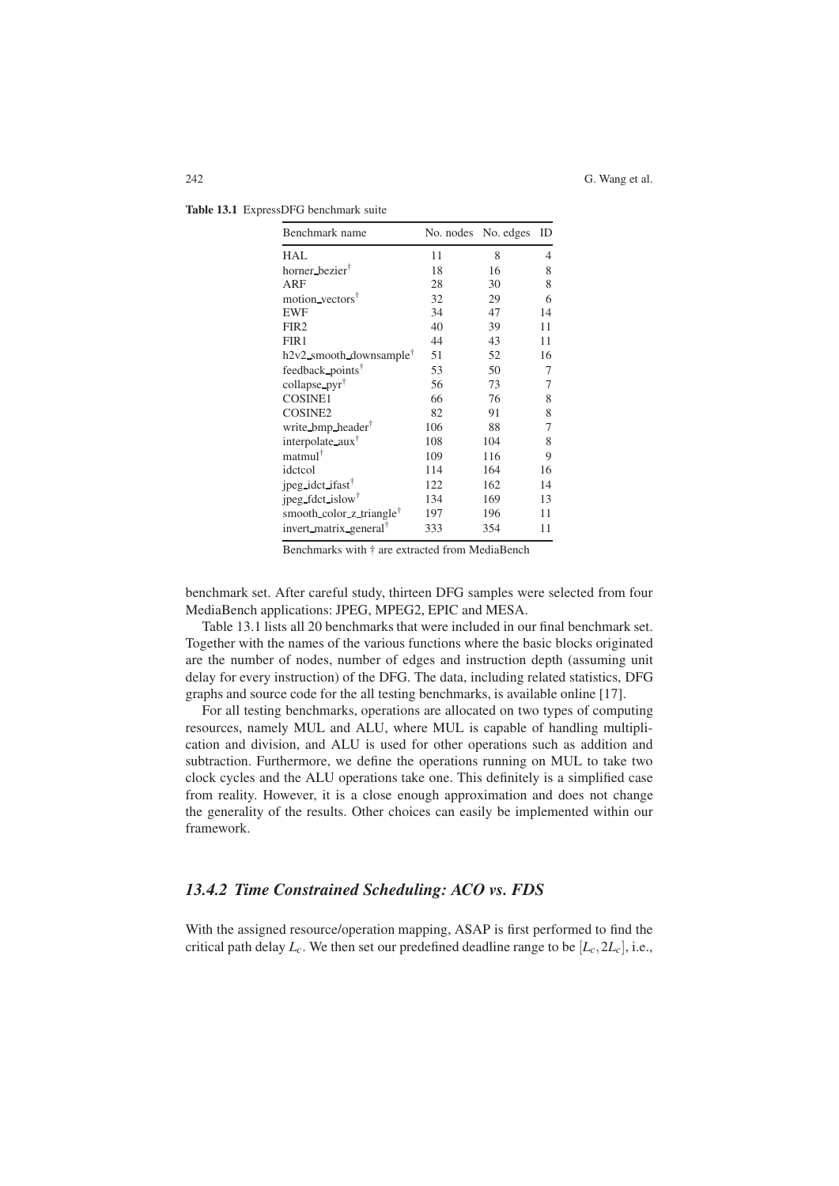**Table 13.1** ExpressDFG benchmark suite

| Benchmark name | No. nodes | No. edges | ID |
|---|---|---|---|
| HAL | 11 | 8 | 4 |
| horner_bezier† | 18 | 16 | 8 |
| ARF | 28 | 30 | 8 |
| motion_vectors† | 32 | 29 | 6 |
| EWF | 34 | 47 | 14 |
| FIR2 | 40 | 39 | 11 |
| FIR1 | 44 | 43 | 11 |
| h2v2_smooth_downsample† | 51 | 52 | 16 |
| feedback_points† | 53 | 50 | 7 |
| collapse_pyr† | 56 | 73 | 7 |
| COSINE1 | 66 | 76 | 8 |
| COSINE2 | 82 | 91 | 8 |
| write_bmp_header† | 106 | 88 | 7 |
| interpolate_aux† | 108 | 104 | 8 |
| matmul† | 109 | 116 | 9 |
| idctcol | 114 | 164 | 16 |
| jpeg_idct_ifast† | 122 | 162 | 14 |
| jpeg_fdct_islow† | 134 | 169 | 13 |
| smooth_color_z_triangle† | 197 | 196 | 11 |
| invert_matrix_general† | 333 | 354 | 11 |

Benchmarks with † are extracted from MediaBench

benchmark set. After careful study, thirteen DFG samples were selected from four MediaBench applications: JPEG, MPEG2, EPIC and MESA.

Table 13.1 lists all 20 benchmarks that were included in our final benchmark set. Together with the names of the various functions where the basic blocks originated are the number of nodes, number of edges and instruction depth (assuming unit delay for every instruction) of the DFG. The data, including related statistics, DFG graphs and source code for the all testing benchmarks, is available online [17].

For all testing benchmarks, operations are allocated on two types of computing resources, namely MUL and ALU, where MUL is capable of handling multiplication and division, and ALU is used for other operations such as addition and subtraction. Furthermore, we define the operations running on MUL to take two clock cycles and the ALU operations take one. This definitely is a simplified case from reality. However, it is a close enough approximation and does not change the generality of the results. Other choices can easily be implemented within our framework.

### *13.4.2 Time Constrained Scheduling: ACO vs. FDS*

With the assigned resource/operation mapping, ASAP is first performed to find the critical path delay $L_c$. We then set our predefined deadline range to be $[L_c, 2L_c]$, i.e.,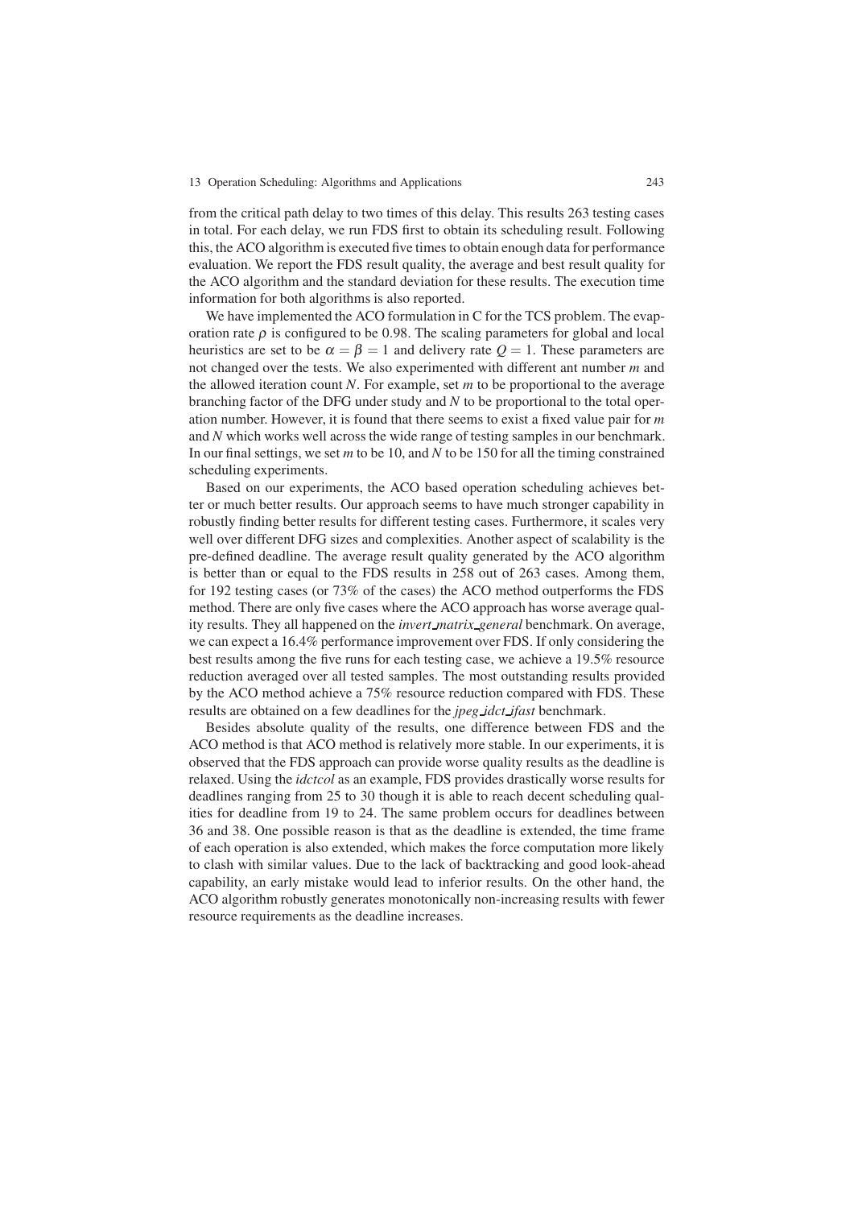from the critical path delay to two times of this delay. This results 263 testing cases in total. For each delay, we run FDS first to obtain its scheduling result. Following this, the ACO algorithm is executed five times to obtain enough data for performance evaluation. We report the FDS result quality, the average and best result quality for the ACO algorithm and the standard deviation for these results. The execution time information for both algorithms is also reported.

We have implemented the ACO formulation in C for the TCS problem. The evaporation rate $\rho$ is configured to be 0.98. The scaling parameters for global and local heuristics are set to be $\alpha = \beta = 1$ and delivery rate $Q = 1$. These parameters are not changed over the tests. We also experimented with different ant number $m$ and the allowed iteration count $N$. For example, set $m$ to be proportional to the average branching factor of the DFG under study and $N$ to be proportional to the total operation number. However, it is found that there seems to exist a fixed value pair for $m$ and $N$ which works well across the wide range of testing samples in our benchmark. In our final settings, we set $m$ to be 10, and $N$ to be 150 for all the timing constrained scheduling experiments.

Based on our experiments, the ACO based operation scheduling achieves better or much better results. Our approach seems to have much stronger capability in robustly finding better results for different testing cases. Furthermore, it scales very well over different DFG sizes and complexities. Another aspect of scalability is the pre-defined deadline. The average result quality generated by the ACO algorithm is better than or equal to the FDS results in 258 out of 263 cases. Among them, for 192 testing cases (or 73% of the cases) the ACO method outperforms the FDS method. There are only five cases where the ACO approach has worse average quality results. They all happened on the *invert_matrix_general* benchmark. On average, we can expect a 16.4% performance improvement over FDS. If only considering the best results among the five runs for each testing case, we achieve a 19.5% resource reduction averaged over all tested samples. The most outstanding results provided by the ACO method achieve a 75% resource reduction compared with FDS. These results are obtained on a few deadlines for the *jpeg_idct_ifast* benchmark.

Besides absolute quality of the results, one difference between FDS and the ACO method is that ACO method is relatively more stable. In our experiments, it is observed that the FDS approach can provide worse quality results as the deadline is relaxed. Using the *idctcol* as an example, FDS provides drastically worse results for deadlines ranging from 25 to 30 though it is able to reach decent scheduling qualities for deadline from 19 to 24. The same problem occurs for deadlines between 36 and 38. One possible reason is that as the deadline is extended, the time frame of each operation is also extended, which makes the force computation more likely to clash with similar values. Due to the lack of backtracking and good look-ahead capability, an early mistake would lead to inferior results. On the other hand, the ACO algorithm robustly generates monotonically non-increasing results with fewer resource requirements as the deadline increases.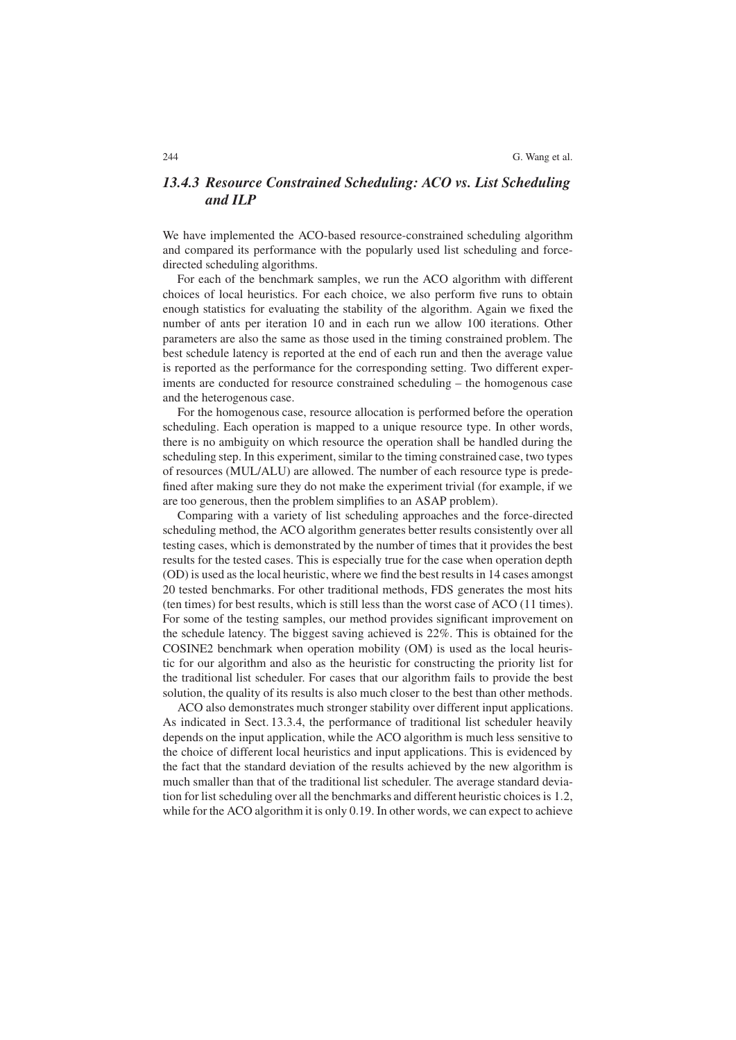### 13.4.3 Resource Constrained Scheduling: ACO vs. List Scheduling and ILP

We have implemented the ACO-based resource-constrained scheduling algorithm and compared its performance with the popularly used list scheduling and force-directed scheduling algorithms.

For each of the benchmark samples, we run the ACO algorithm with different choices of local heuristics. For each choice, we also perform five runs to obtain enough statistics for evaluating the stability of the algorithm. Again we fixed the number of ants per iteration 10 and in each run we allow 100 iterations. Other parameters are also the same as those used in the timing constrained problem. The best schedule latency is reported at the end of each run and then the average value is reported as the performance for the corresponding setting. Two different experiments are conducted for resource constrained scheduling – the homogenous case and the heterogenous case.

For the homogenous case, resource allocation is performed before the operation scheduling. Each operation is mapped to a unique resource type. In other words, there is no ambiguity on which resource the operation shall be handled during the scheduling step. In this experiment, similar to the timing constrained case, two types of resources (MUL/ALU) are allowed. The number of each resource type is predefined after making sure they do not make the experiment trivial (for example, if we are too generous, then the problem simplifies to an ASAP problem).

Comparing with a variety of list scheduling approaches and the force-directed scheduling method, the ACO algorithm generates better results consistently over all testing cases, which is demonstrated by the number of times that it provides the best results for the tested cases. This is especially true for the case when operation depth (OD) is used as the local heuristic, where we find the best results in 14 cases amongst 20 tested benchmarks. For other traditional methods, FDS generates the most hits (ten times) for best results, which is still less than the worst case of ACO (11 times). For some of the testing samples, our method provides significant improvement on the schedule latency. The biggest saving achieved is 22%. This is obtained for the COSINE2 benchmark when operation mobility (OM) is used as the local heuristic for our algorithm and also as the heuristic for constructing the priority list for the traditional list scheduler. For cases that our algorithm fails to provide the best solution, the quality of its results is also much closer to the best than other methods.

ACO also demonstrates much stronger stability over different input applications. As indicated in Sect. 13.3.4, the performance of traditional list scheduler heavily depends on the input application, while the ACO algorithm is much less sensitive to the choice of different local heuristics and input applications. This is evidenced by the fact that the standard deviation of the results achieved by the new algorithm is much smaller than that of the traditional list scheduler. The average standard deviation for list scheduling over all the benchmarks and different heuristic choices is 1.2, while for the ACO algorithm it is only 0.19. In other words, we can expect to achieve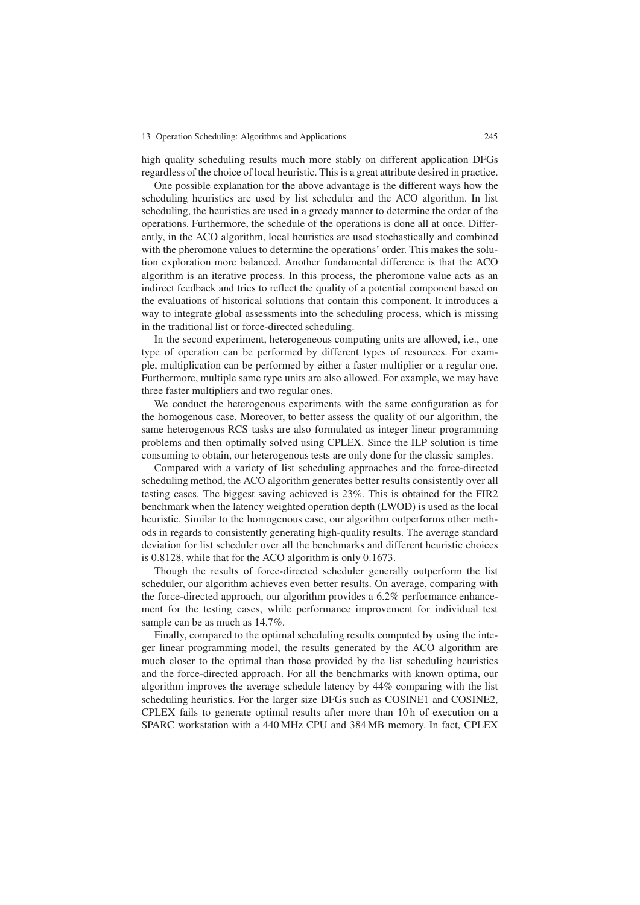high quality scheduling results much more stably on different application DFGs regardless of the choice of local heuristic. This is a great attribute desired in practice.

One possible explanation for the above advantage is the different ways how the scheduling heuristics are used by list scheduler and the ACO algorithm. In list scheduling, the heuristics are used in a greedy manner to determine the order of the operations. Furthermore, the schedule of the operations is done all at once. Differently, in the ACO algorithm, local heuristics are used stochastically and combined with the pheromone values to determine the operations' order. This makes the solution exploration more balanced. Another fundamental difference is that the ACO algorithm is an iterative process. In this process, the pheromone value acts as an indirect feedback and tries to reflect the quality of a potential component based on the evaluations of historical solutions that contain this component. It introduces a way to integrate global assessments into the scheduling process, which is missing in the traditional list or force-directed scheduling.

In the second experiment, heterogeneous computing units are allowed, i.e., one type of operation can be performed by different types of resources. For example, multiplication can be performed by either a faster multiplier or a regular one. Furthermore, multiple same type units are also allowed. For example, we may have three faster multipliers and two regular ones.

We conduct the heterogenous experiments with the same configuration as for the homogenous case. Moreover, to better assess the quality of our algorithm, the same heterogenous RCS tasks are also formulated as integer linear programming problems and then optimally solved using CPLEX. Since the ILP solution is time consuming to obtain, our heterogenous tests are only done for the classic samples.

Compared with a variety of list scheduling approaches and the force-directed scheduling method, the ACO algorithm generates better results consistently over all testing cases. The biggest saving achieved is 23%. This is obtained for the FIR2 benchmark when the latency weighted operation depth (LWOD) is used as the local heuristic. Similar to the homogenous case, our algorithm outperforms other methods in regards to consistently generating high-quality results. The average standard deviation for list scheduler over all the benchmarks and different heuristic choices is 0.8128, while that for the ACO algorithm is only 0.1673.

Though the results of force-directed scheduler generally outperform the list scheduler, our algorithm achieves even better results. On average, comparing with the force-directed approach, our algorithm provides a 6.2% performance enhancement for the testing cases, while performance improvement for individual test sample can be as much as 14.7%.

Finally, compared to the optimal scheduling results computed by using the integer linear programming model, the results generated by the ACO algorithm are much closer to the optimal than those provided by the list scheduling heuristics and the force-directed approach. For all the benchmarks with known optima, our algorithm improves the average schedule latency by 44% comparing with the list scheduling heuristics. For the larger size DFGs such as COSINE1 and COSINE2, CPLEX fails to generate optimal results after more than 10 h of execution on a SPARC workstation with a 440 MHz CPU and 384 MB memory. In fact, CPLEX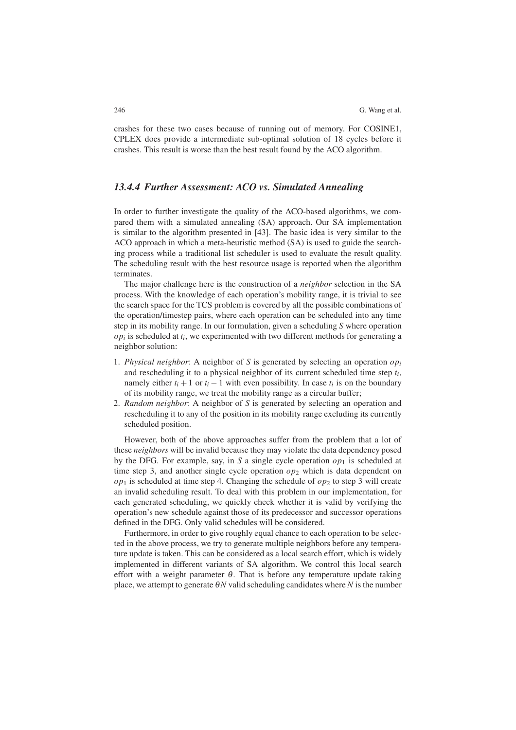crashes for these two cases because of running out of memory. For COSINE1, CPLEX does provide a intermediate sub-optimal solution of 18 cycles before it crashes. This result is worse than the best result found by the ACO algorithm.

### *13.4.4 Further Assessment: ACO vs. Simulated Annealing*

In order to further investigate the quality of the ACO-based algorithms, we compared them with a simulated annealing (SA) approach. Our SA implementation is similar to the algorithm presented in [43]. The basic idea is very similar to the ACO approach in which a meta-heuristic method (SA) is used to guide the searching process while a traditional list scheduler is used to evaluate the result quality. The scheduling result with the best resource usage is reported when the algorithm terminates.

The major challenge here is the construction of a *neighbor* selection in the SA process. With the knowledge of each operation's mobility range, it is trivial to see the search space for the TCS problem is covered by all the possible combinations of the operation/timestep pairs, where each operation can be scheduled into any time step in its mobility range. In our formulation, given a scheduling $S$ where operation $op_i$ is scheduled at $t_i$, we experimented with two different methods for generating a neighbor solution:

1. *Physical neighbor*: A neighbor of $S$ is generated by selecting an operation $op_i$ and rescheduling it to a physical neighbor of its current scheduled time step $t_i$, namely either $t_i + 1$ or $t_i - 1$ with even possibility. In case $t_i$ is on the boundary of its mobility range, we treat the mobility range as a circular buffer;
2. *Random neighbor*: A neighbor of $S$ is generated by selecting an operation and rescheduling it to any of the position in its mobility range excluding its currently scheduled position.

However, both of the above approaches suffer from the problem that a lot of these *neighbors* will be invalid because they may violate the data dependency posed by the DFG. For example, say, in $S$ a single cycle operation $op_1$ is scheduled at time step 3, and another single cycle operation $op_2$ which is data dependent on $op_1$ is scheduled at time step 4. Changing the schedule of $op_2$ to step 3 will create an invalid scheduling result. To deal with this problem in our implementation, for each generated scheduling, we quickly check whether it is valid by verifying the operation's new schedule against those of its predecessor and successor operations defined in the DFG. Only valid schedules will be considered.

Furthermore, in order to give roughly equal chance to each operation to be selected in the above process, we try to generate multiple neighbors before any temperature update is taken. This can be considered as a local search effort, which is widely implemented in different variants of SA algorithm. We control this local search effort with a weight parameter $\theta$. That is before any temperature update taking place, we attempt to generate $\theta N$ valid scheduling candidates where $N$ is the number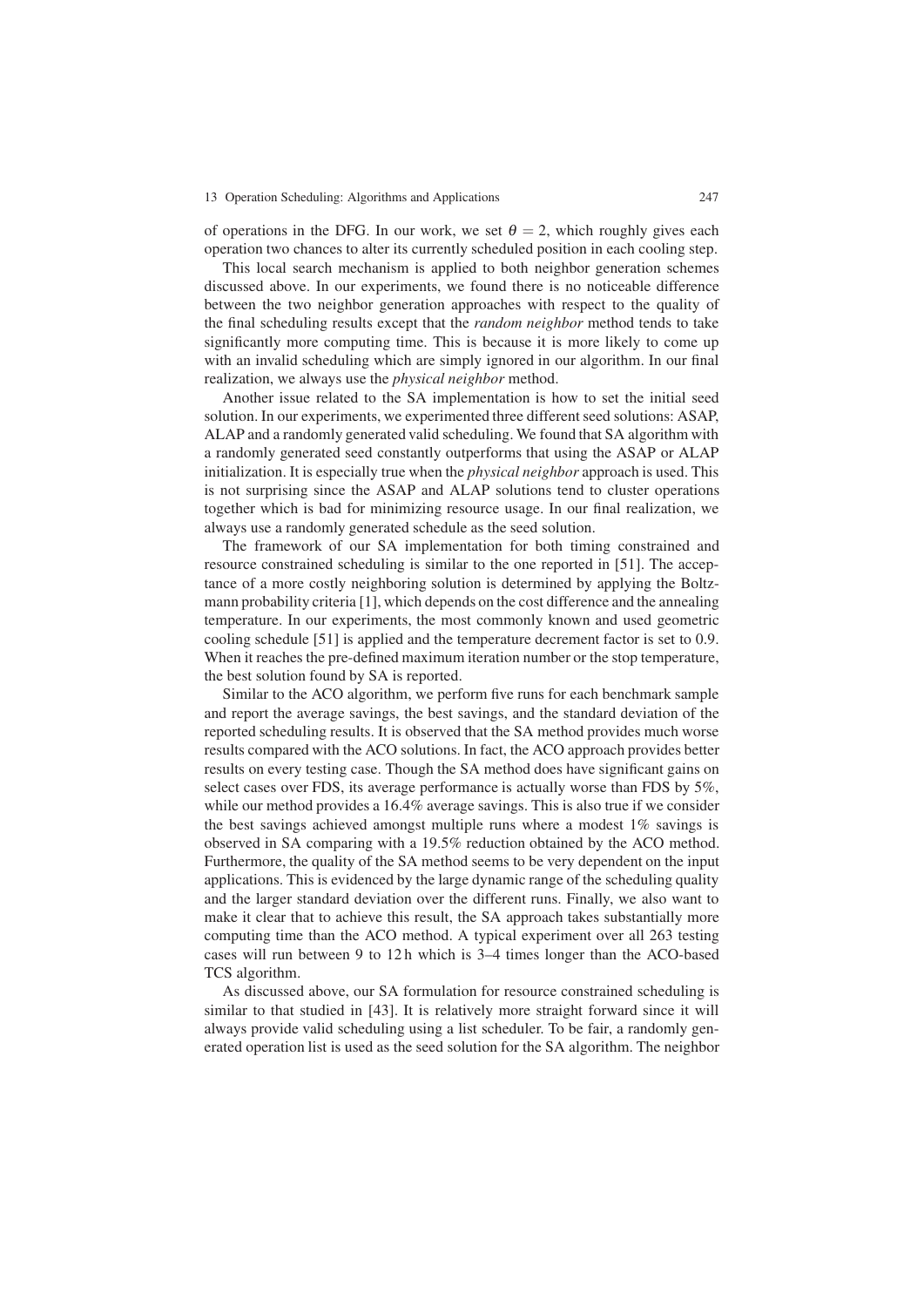of operations in the DFG. In our work, we set $\theta = 2$, which roughly gives each operation two chances to alter its currently scheduled position in each cooling step.

This local search mechanism is applied to both neighbor generation schemes discussed above. In our experiments, we found there is no noticeable difference between the two neighbor generation approaches with respect to the quality of the final scheduling results except that the *random neighbor* method tends to take significantly more computing time. This is because it is more likely to come up with an invalid scheduling which are simply ignored in our algorithm. In our final realization, we always use the *physical neighbor* method.

Another issue related to the SA implementation is how to set the initial seed solution. In our experiments, we experimented three different seed solutions: ASAP, ALAP and a randomly generated valid scheduling. We found that SA algorithm with a randomly generated seed constantly outperforms that using the ASAP or ALAP initialization. It is especially true when the *physical neighbor* approach is used. This is not surprising since the ASAP and ALAP solutions tend to cluster operations together which is bad for minimizing resource usage. In our final realization, we always use a randomly generated schedule as the seed solution.

The framework of our SA implementation for both timing constrained and resource constrained scheduling is similar to the one reported in [51]. The acceptance of a more costly neighboring solution is determined by applying the Boltzmann probability criteria [1], which depends on the cost difference and the annealing temperature. In our experiments, the most commonly known and used geometric cooling schedule [51] is applied and the temperature decrement factor is set to 0.9. When it reaches the pre-defined maximum iteration number or the stop temperature, the best solution found by SA is reported.

Similar to the ACO algorithm, we perform five runs for each benchmark sample and report the average savings, the best savings, and the standard deviation of the reported scheduling results. It is observed that the SA method provides much worse results compared with the ACO solutions. In fact, the ACO approach provides better results on every testing case. Though the SA method does have significant gains on select cases over FDS, its average performance is actually worse than FDS by 5%, while our method provides a 16.4% average savings. This is also true if we consider the best savings achieved amongst multiple runs where a modest 1% savings is observed in SA comparing with a 19.5% reduction obtained by the ACO method. Furthermore, the quality of the SA method seems to be very dependent on the input applications. This is evidenced by the large dynamic range of the scheduling quality and the larger standard deviation over the different runs. Finally, we also want to make it clear that to achieve this result, the SA approach takes substantially more computing time than the ACO method. A typical experiment over all 263 testing cases will run between 9 to 12 h which is 3–4 times longer than the ACO-based TCS algorithm.

As discussed above, our SA formulation for resource constrained scheduling is similar to that studied in [43]. It is relatively more straight forward since it will always provide valid scheduling using a list scheduler. To be fair, a randomly generated operation list is used as the seed solution for the SA algorithm. The neighbor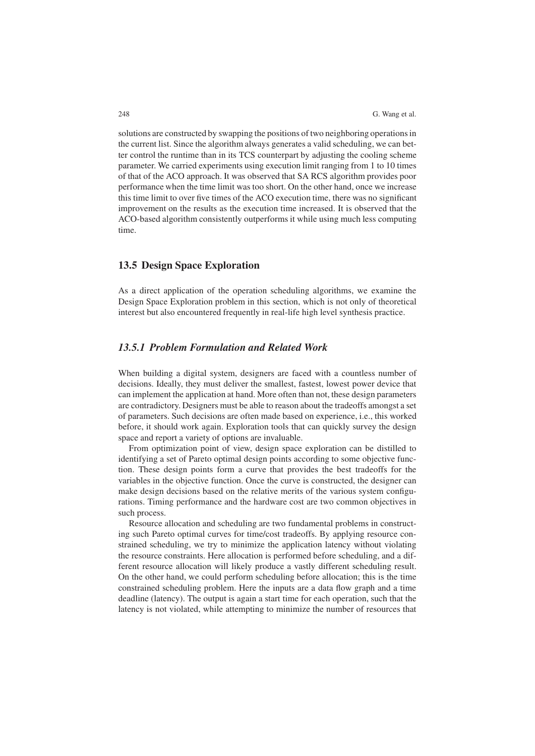solutions are constructed by swapping the positions of two neighboring operations in the current list. Since the algorithm always generates a valid scheduling, we can better control the runtime than in its TCS counterpart by adjusting the cooling scheme parameter. We carried experiments using execution limit ranging from 1 to 10 times of that of the ACO approach. It was observed that SA RCS algorithm provides poor performance when the time limit was too short. On the other hand, once we increase this time limit to over five times of the ACO execution time, there was no significant improvement on the results as the execution time increased. It is observed that the ACO-based algorithm consistently outperforms it while using much less computing time.

## 13.5 Design Space Exploration

As a direct application of the operation scheduling algorithms, we examine the Design Space Exploration problem in this section, which is not only of theoretical interest but also encountered frequently in real-life high level synthesis practice.

### *13.5.1 Problem Formulation and Related Work*

When building a digital system, designers are faced with a countless number of decisions. Ideally, they must deliver the smallest, fastest, lowest power device that can implement the application at hand. More often than not, these design parameters are contradictory. Designers must be able to reason about the tradeoffs amongst a set of parameters. Such decisions are often made based on experience, i.e., this worked before, it should work again. Exploration tools that can quickly survey the design space and report a variety of options are invaluable.

From optimization point of view, design space exploration can be distilled to identifying a set of Pareto optimal design points according to some objective function. These design points form a curve that provides the best tradeoffs for the variables in the objective function. Once the curve is constructed, the designer can make design decisions based on the relative merits of the various system configurations. Timing performance and the hardware cost are two common objectives in such process.

Resource allocation and scheduling are two fundamental problems in constructing such Pareto optimal curves for time/cost tradeoffs. By applying resource constrained scheduling, we try to minimize the application latency without violating the resource constraints. Here allocation is performed before scheduling, and a different resource allocation will likely produce a vastly different scheduling result. On the other hand, we could perform scheduling before allocation; this is the time constrained scheduling problem. Here the inputs are a data flow graph and a time deadline (latency). The output is again a start time for each operation, such that the latency is not violated, while attempting to minimize the number of resources that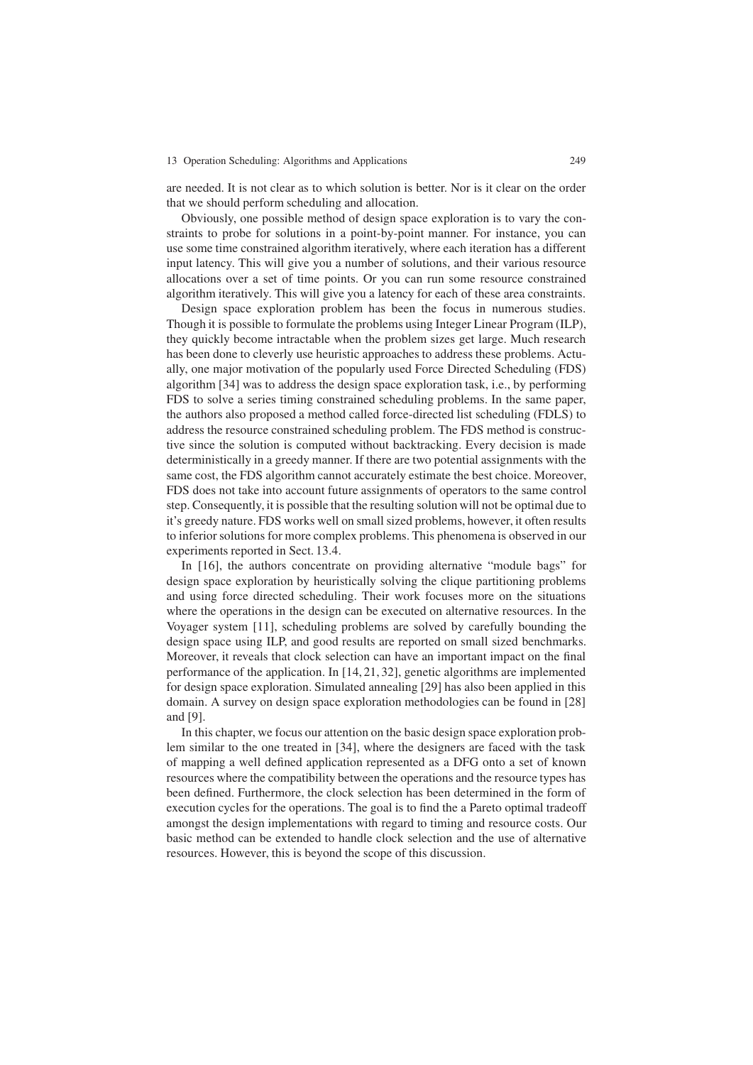are needed. It is not clear as to which solution is better. Nor is it clear on the order that we should perform scheduling and allocation.

Obviously, one possible method of design space exploration is to vary the constraints to probe for solutions in a point-by-point manner. For instance, you can use some time constrained algorithm iteratively, where each iteration has a different input latency. This will give you a number of solutions, and their various resource allocations over a set of time points. Or you can run some resource constrained algorithm iteratively. This will give you a latency for each of these area constraints.

Design space exploration problem has been the focus in numerous studies. Though it is possible to formulate the problems using Integer Linear Program (ILP), they quickly become intractable when the problem sizes get large. Much research has been done to cleverly use heuristic approaches to address these problems. Actually, one major motivation of the popularly used Force Directed Scheduling (FDS) algorithm [34] was to address the design space exploration task, i.e., by performing FDS to solve a series timing constrained scheduling problems. In the same paper, the authors also proposed a method called force-directed list scheduling (FDLS) to address the resource constrained scheduling problem. The FDS method is constructive since the solution is computed without backtracking. Every decision is made deterministically in a greedy manner. If there are two potential assignments with the same cost, the FDS algorithm cannot accurately estimate the best choice. Moreover, FDS does not take into account future assignments of operators to the same control step. Consequently, it is possible that the resulting solution will not be optimal due to it's greedy nature. FDS works well on small sized problems, however, it often results to inferior solutions for more complex problems. This phenomena is observed in our experiments reported in Sect. 13.4.

In [16], the authors concentrate on providing alternative "module bags" for design space exploration by heuristically solving the clique partitioning problems and using force directed scheduling. Their work focuses more on the situations where the operations in the design can be executed on alternative resources. In the Voyager system [11], scheduling problems are solved by carefully bounding the design space using ILP, and good results are reported on small sized benchmarks. Moreover, it reveals that clock selection can have an important impact on the final performance of the application. In [14, 21, 32], genetic algorithms are implemented for design space exploration. Simulated annealing [29] has also been applied in this domain. A survey on design space exploration methodologies can be found in [28] and [9].

In this chapter, we focus our attention on the basic design space exploration problem similar to the one treated in [34], where the designers are faced with the task of mapping a well defined application represented as a DFG onto a set of known resources where the compatibility between the operations and the resource types has been defined. Furthermore, the clock selection has been determined in the form of execution cycles for the operations. The goal is to find the a Pareto optimal tradeoff amongst the design implementations with regard to timing and resource costs. Our basic method can be extended to handle clock selection and the use of alternative resources. However, this is beyond the scope of this discussion.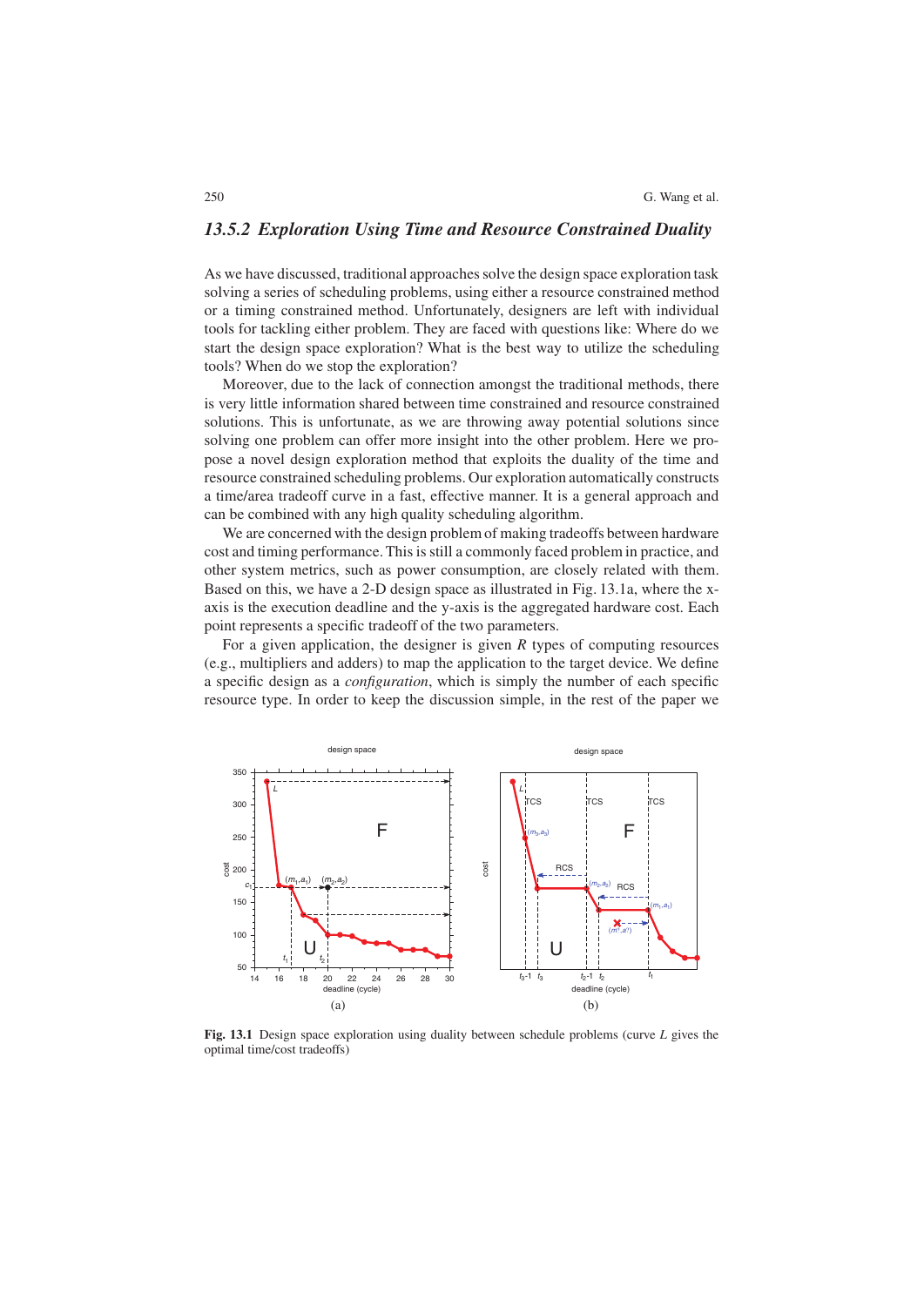### 13.5.2 Exploration Using Time and Resource Constrained Duality

As we have discussed, traditional approaches solve the design space exploration task solving a series of scheduling problems, using either a resource constrained method or a timing constrained method. Unfortunately, designers are left with individual tools for tackling either problem. They are faced with questions like: Where do we start the design space exploration? What is the best way to utilize the scheduling tools? When do we stop the exploration?

Moreover, due to the lack of connection amongst the traditional methods, there is very little information shared between time constrained and resource constrained solutions. This is unfortunate, as we are throwing away potential solutions since solving one problem can offer more insight into the other problem. Here we propose a novel design exploration method that exploits the duality of the time and resource constrained scheduling problems. Our exploration automatically constructs a time/area tradeoff curve in a fast, effective manner. It is a general approach and can be combined with any high quality scheduling algorithm.

We are concerned with the design problem of making tradeoffs between hardware cost and timing performance. This is still a commonly faced problem in practice, and other system metrics, such as power consumption, are closely related with them. Based on this, we have a 2-D design space as illustrated in Fig. 13.1a, where the x-axis is the execution deadline and the y-axis is the aggregated hardware cost. Each point represents a specific tradeoff of the two parameters.

For a given application, the designer is given $R$ types of computing resources (e.g., multipliers and adders) to map the application to the target device. We define a specific design as a *configuration*, which is simply the number of each specific resource type. In order to keep the discussion simple, in the rest of the paper we

**Fig. 13.1** Design space exploration using duality between schedule problems (curve $L$ gives the optimal time/cost tradeoffs)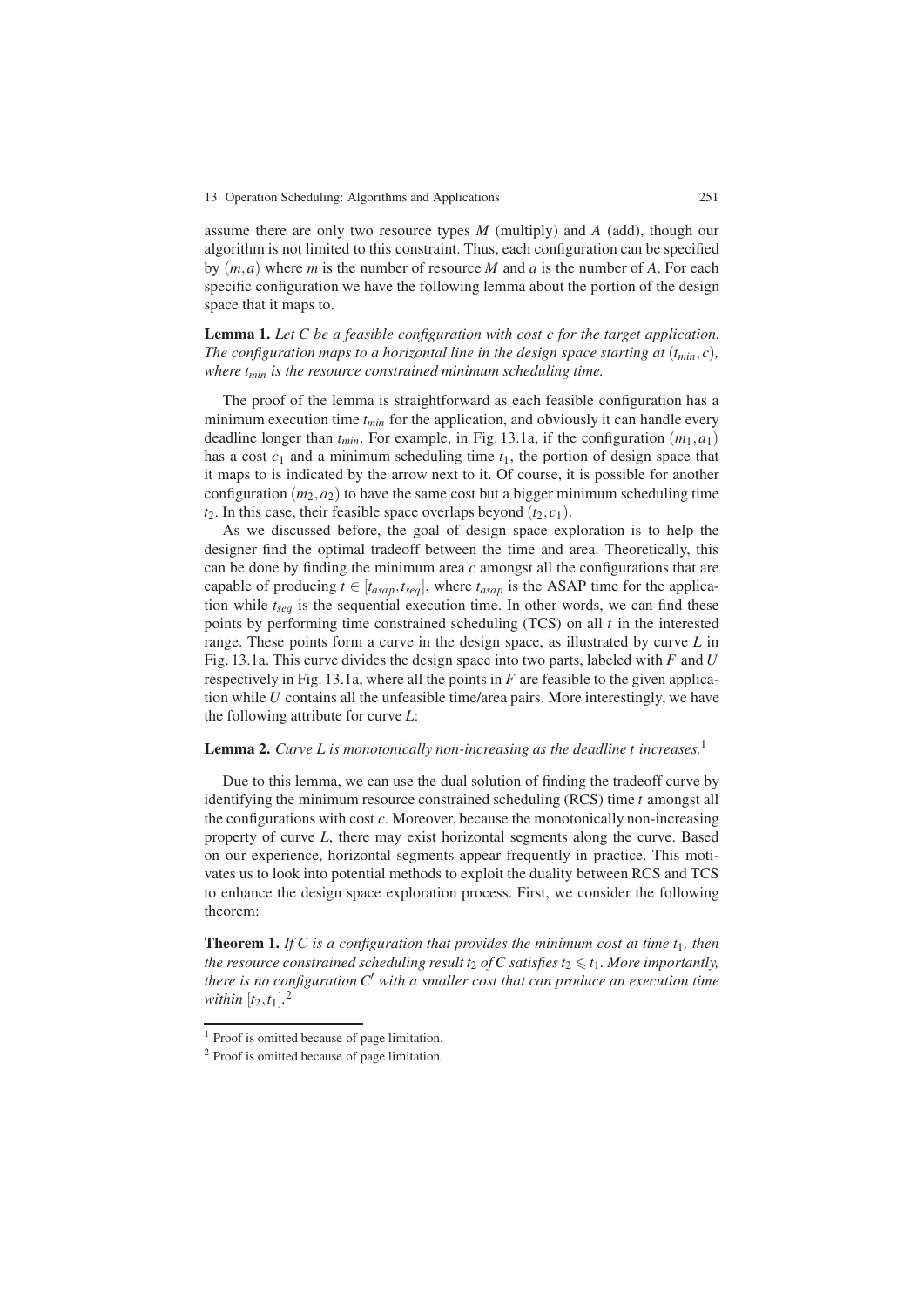assume there are only two resource types $M$ (multiply) and $A$ (add), though our algorithm is not limited to this constraint. Thus, each configuration can be specified by $(m,a)$ where $m$ is the number of resource $M$ and $a$ is the number of $A$. For each specific configuration we have the following lemma about the portion of the design space that it maps to.

**Lemma 1.** *Let $C$ be a feasible configuration with cost $c$ for the target application. The configuration maps to a horizontal line in the design space starting at $(t_{min}, c)$, where $t_{min}$ is the resource constrained minimum scheduling time.*

The proof of the lemma is straightforward as each feasible configuration has a minimum execution time $t_{min}$ for the application, and obviously it can handle every deadline longer than $t_{min}$. For example, in Fig. 13.1a, if the configuration $(m_1, a_1)$ has a cost $c_1$ and a minimum scheduling time $t_1$, the portion of design space that it maps to is indicated by the arrow next to it. Of course, it is possible for another configuration $(m_2, a_2)$ to have the same cost but a bigger minimum scheduling time $t_2$. In this case, their feasible space overlaps beyond $(t_2, c_1)$.

As we discussed before, the goal of design space exploration is to help the designer find the optimal tradeoff between the time and area. Theoretically, this can be done by finding the minimum area $c$ amongst all the configurations that are capable of producing $t \in [t_{asap}, t_{seq}]$, where $t_{asap}$ is the ASAP time for the application while $t_{seq}$ is the sequential execution time. In other words, we can find these points by performing time constrained scheduling (TCS) on all $t$ in the interested range. These points form a curve in the design space, as illustrated by curve $L$ in Fig. 13.1a. This curve divides the design space into two parts, labeled with $F$ and $U$ respectively in Fig. 13.1a, where all the points in $F$ are feasible to the given application while $U$ contains all the unfeasible time/area pairs. More interestingly, we have the following attribute for curve $L$:

**Lemma 2.** *Curve $L$ is monotonically non-increasing as the deadline $t$ increases.*[1]

Due to this lemma, we can use the dual solution of finding the tradeoff curve by identifying the minimum resource constrained scheduling (RCS) time $t$ amongst all the configurations with cost $c$. Moreover, because the monotonically non-increasing property of curve $L$, there may exist horizontal segments along the curve. Based on our experience, horizontal segments appear frequently in practice. This motivates us to look into potential methods to exploit the duality between RCS and TCS to enhance the design space exploration process. First, we consider the following theorem:

**Theorem 1.** *If $C$ is a configuration that provides the minimum cost at time $t_1$, then the resource constrained scheduling result $t_2$ of $C$ satisfies $t_2 \leqslant t_1$. More importantly, there is no configuration $C'$ with a smaller cost that can produce an execution time within $[t_2, t_1]$.*[2]

---

[1] Proof is omitted because of page limitation.

[2] Proof is omitted because of page limitation.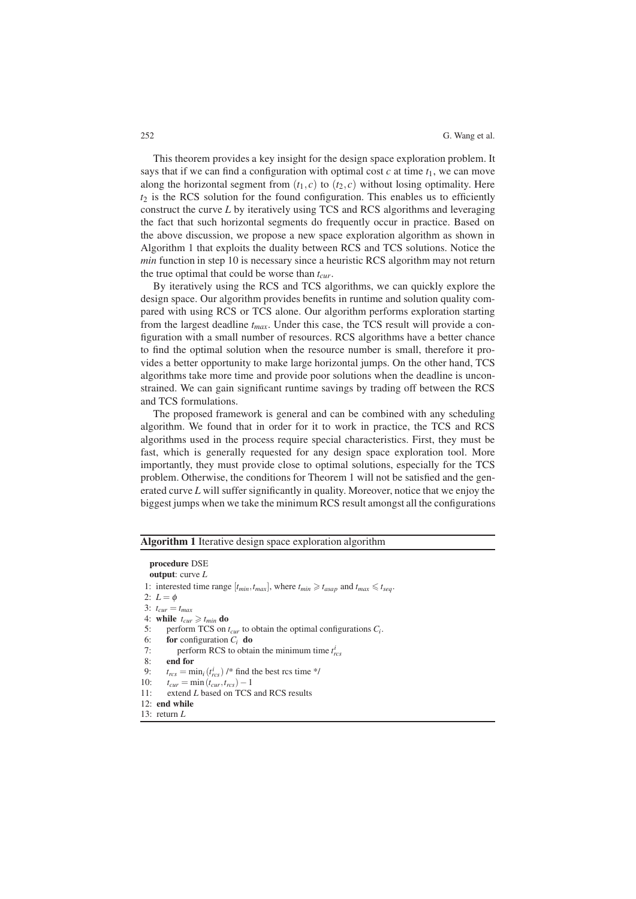This theorem provides a key insight for the design space exploration problem. It says that if we can find a configuration with optimal cost $c$ at time $t_1$, we can move along the horizontal segment from $(t_1, c)$ to $(t_2, c)$ without losing optimality. Here $t_2$ is the RCS solution for the found configuration. This enables us to efficiently construct the curve $L$ by iteratively using TCS and RCS algorithms and leveraging the fact that such horizontal segments do frequently occur in practice. Based on the above discussion, we propose a new space exploration algorithm as shown in Algorithm 1 that exploits the duality between RCS and TCS solutions. Notice the *min* function in step 10 is necessary since a heuristic RCS algorithm may not return the true optimal that could be worse than $t_{cur}$.

By iteratively using the RCS and TCS algorithms, we can quickly explore the design space. Our algorithm provides benefits in runtime and solution quality compared with using RCS or TCS alone. Our algorithm performs exploration starting from the largest deadline $t_{max}$. Under this case, the TCS result will provide a configuration with a small number of resources. RCS algorithms have a better chance to find the optimal solution when the resource number is small, therefore it provides a better opportunity to make large horizontal jumps. On the other hand, TCS algorithms take more time and provide poor solutions when the deadline is unconstrained. We can gain significant runtime savings by trading off between the RCS and TCS formulations.

The proposed framework is general and can be combined with any scheduling algorithm. We found that in order for it to work in practice, the TCS and RCS algorithms used in the process require special characteristics. First, they must be fast, which is generally requested for any design space exploration tool. More importantly, they must provide close to optimal solutions, especially for the TCS problem. Otherwise, the conditions for Theorem 1 will not be satisfied and the generated curve $L$ will suffer significantly in quality. Moreover, notice that we enjoy the biggest jumps when we take the minimum RCS result amongst all the configurations

**Algorithm 1** Iterative design space exploration algorithm

**procedure** DSE
**output**: curve $L$

1: interested time range $[t_{min}, t_{max}]$, where $t_{min} \geqslant t_{asap}$ and $t_{max} \leqslant t_{seq}$.
2: $L = \phi$
3: $t_{cur} = t_{max}$
4: **while** $t_{cur} \geqslant t_{min}$ **do**
5: perform TCS on $t_{cur}$ to obtain the optimal configurations $C_i$.
6: **for** configuration $C_i$ **do**
7: perform RCS to obtain the minimum time $t^i_{rcs}$
8: **end for**
9: $t_{rcs} = \min_i (t^i_{rcs})$ /* find the best rcs time */
10: $t_{cur} = \min(t_{cur}, t_{rcs}) - 1$
11: extend $L$ based on TCS and RCS results
12: **end while**
13: return $L$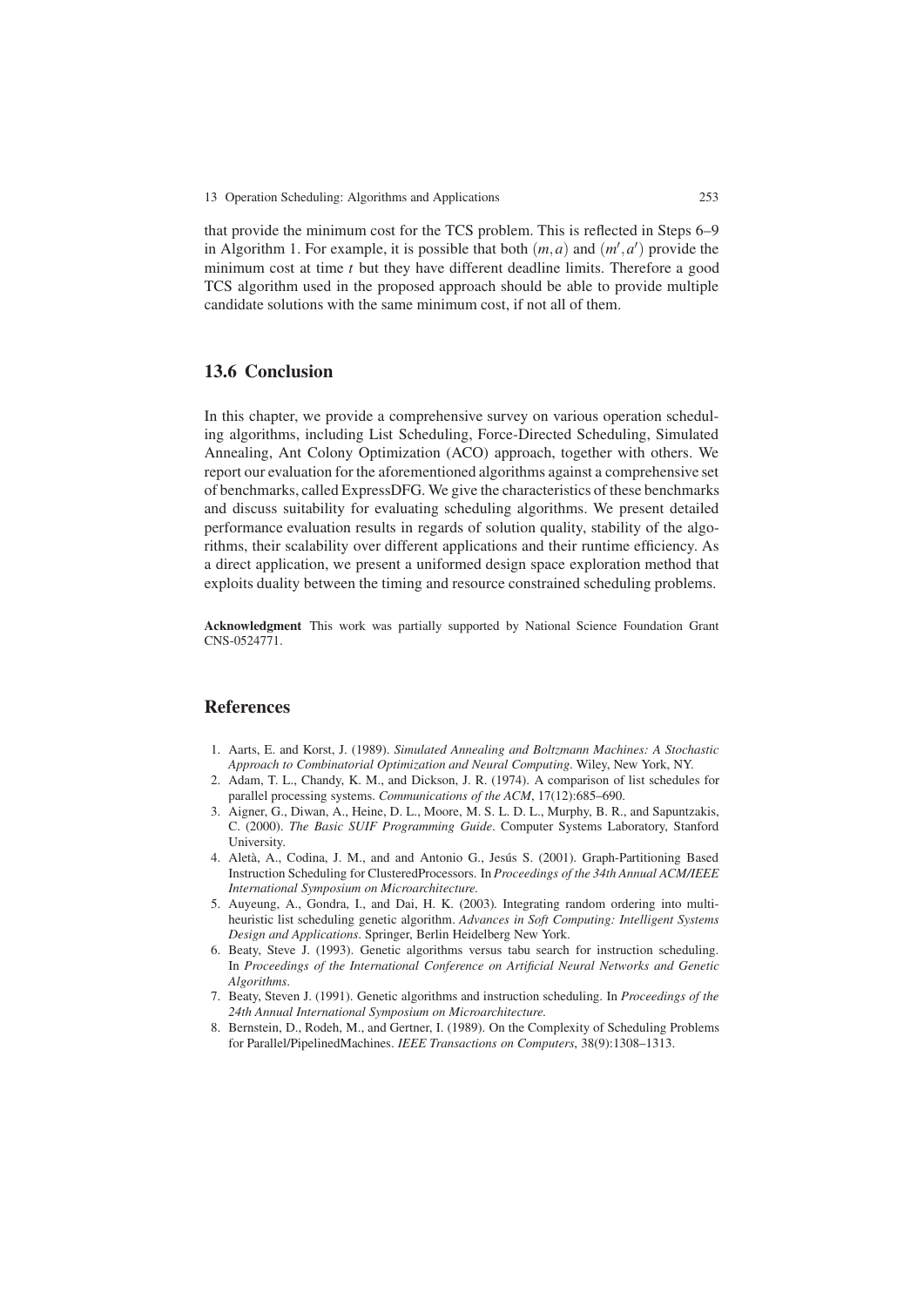that provide the minimum cost for the TCS problem. This is reflected in Steps 6–9 in Algorithm 1. For example, it is possible that both $(m,a)$ and $(m',a')$ provide the minimum cost at time $t$ but they have different deadline limits. Therefore a good TCS algorithm used in the proposed approach should be able to provide multiple candidate solutions with the same minimum cost, if not all of them.

## 13.6 Conclusion

In this chapter, we provide a comprehensive survey on various operation scheduling algorithms, including List Scheduling, Force-Directed Scheduling, Simulated Annealing, Ant Colony Optimization (ACO) approach, together with others. We report our evaluation for the aforementioned algorithms against a comprehensive set of benchmarks, called ExpressDFG. We give the characteristics of these benchmarks and discuss suitability for evaluating scheduling algorithms. We present detailed performance evaluation results in regards of solution quality, stability of the algorithms, their scalability over different applications and their runtime efficiency. As a direct application, we present a uniformed design space exploration method that exploits duality between the timing and resource constrained scheduling problems.

**Acknowledgment** This work was partially supported by National Science Foundation Grant CNS-0524771.

## References

1. Aarts, E. and Korst, J. (1989). *Simulated Annealing and Boltzmann Machines: A Stochastic Approach to Combinatorial Optimization and Neural Computing*. Wiley, New York, NY.
2. Adam, T. L., Chandy, K. M., and Dickson, J. R. (1974). A comparison of list schedules for parallel processing systems. *Communications of the ACM*, 17(12):685–690.
3. Aigner, G., Diwan, A., Heine, D. L., Moore, M. S. L. D. L., Murphy, B. R., and Sapuntzakis, C. (2000). *The Basic SUIF Programming Guide*. Computer Systems Laboratory, Stanford University.
4. Aletà, A., Codina, J. M., and and Antonio G., Jesús S. (2001). Graph-Partitioning Based Instruction Scheduling for ClusteredProcessors. In *Proceedings of the 34th Annual ACM/IEEE International Symposium on Microarchitecture.*
5. Auyeung, A., Gondra, I., and Dai, H. K. (2003). Integrating random ordering into multiheuristic list scheduling genetic algorithm. *Advances in Soft Computing: Intelligent Systems Design and Applications*. Springer, Berlin Heidelberg New York.
6. Beaty, Steve J. (1993). Genetic algorithms versus tabu search for instruction scheduling. In *Proceedings of the International Conference on Artificial Neural Networks and Genetic Algorithms*.
7. Beaty, Steven J. (1991). Genetic algorithms and instruction scheduling. In *Proceedings of the 24th Annual International Symposium on Microarchitecture.*
8. Bernstein, D., Rodeh, M., and Gertner, I. (1989). On the Complexity of Scheduling Problems for Parallel/PipelinedMachines. *IEEE Transactions on Computers*, 38(9):1308–1313.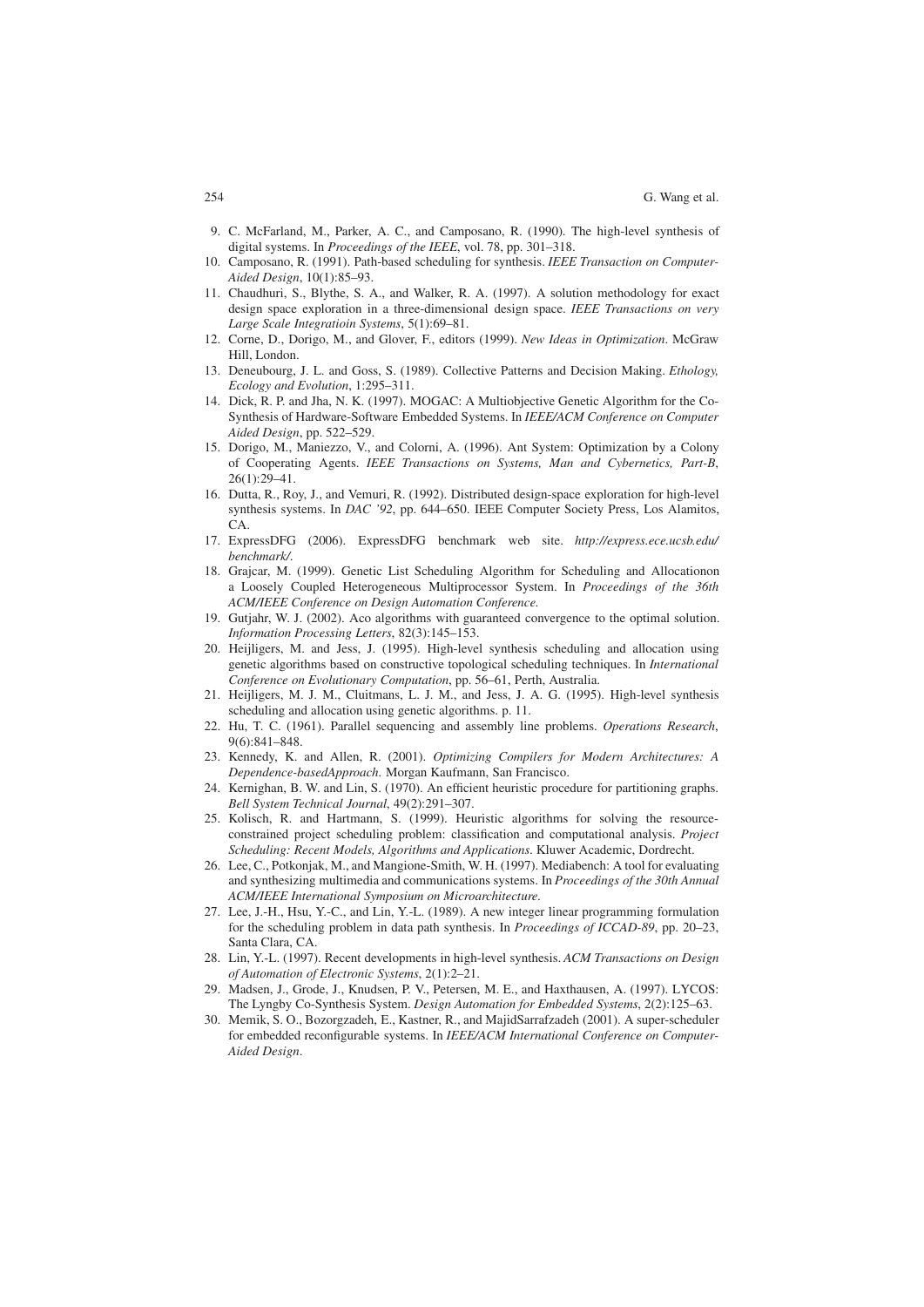9. C. McFarland, M., Parker, A. C., and Camposano, R. (1990). The high-level synthesis of digital systems. In *Proceedings of the IEEE*, vol. 78, pp. 301–318.
10. Camposano, R. (1991). Path-based scheduling for synthesis. *IEEE Transaction on Computer-Aided Design*, 10(1):85–93.
11. Chaudhuri, S., Blythe, S. A., and Walker, R. A. (1997). A solution methodology for exact design space exploration in a three-dimensional design space. *IEEE Transactions on very Large Scale Integratioin Systems*, 5(1):69–81.
12. Corne, D., Dorigo, M., and Glover, F., editors (1999). *New Ideas in Optimization*. McGraw Hill, London.
13. Deneubourg, J. L. and Goss, S. (1989). Collective Patterns and Decision Making. *Ethology, Ecology and Evolution*, 1:295–311.
14. Dick, R. P. and Jha, N. K. (1997). MOGAC: A Multiobjective Genetic Algorithm for the Co-Synthesis of Hardware-Software Embedded Systems. In *IEEE/ACM Conference on Computer Aided Design*, pp. 522–529.
15. Dorigo, M., Maniezzo, V., and Colorni, A. (1996). Ant System: Optimization by a Colony of Cooperating Agents. *IEEE Transactions on Systems, Man and Cybernetics, Part-B*, 26(1):29–41.
16. Dutta, R., Roy, J., and Vemuri, R. (1992). Distributed design-space exploration for high-level synthesis systems. In *DAC '92*, pp. 644–650. IEEE Computer Society Press, Los Alamitos, CA.
17. ExpressDFG (2006). ExpressDFG benchmark web site. *http://express.ece.ucsb.edu/benchmark/*.
18. Grajcar, M. (1999). Genetic List Scheduling Algorithm for Scheduling and Allocationon a Loosely Coupled Heterogeneous Multiprocessor System. In *Proceedings of the 36th ACM/IEEE Conference on Design Automation Conference*.
19. Gutjahr, W. J. (2002). Aco algorithms with guaranteed convergence to the optimal solution. *Information Processing Letters*, 82(3):145–153.
20. Heijligers, M. and Jess, J. (1995). High-level synthesis scheduling and allocation using genetic algorithms based on constructive topological scheduling techniques. In *International Conference on Evolutionary Computation*, pp. 56–61, Perth, Australia.
21. Heijligers, M. J. M., Cluitmans, L. J. M., and Jess, J. A. G. (1995). High-level synthesis scheduling and allocation using genetic algorithms. p. 11.
22. Hu, T. C. (1961). Parallel sequencing and assembly line problems. *Operations Research*, 9(6):841–848.
23. Kennedy, K. and Allen, R. (2001). *Optimizing Compilers for Modern Architectures: A Dependence-basedApproach*. Morgan Kaufmann, San Francisco.
24. Kernighan, B. W. and Lin, S. (1970). An efficient heuristic procedure for partitioning graphs. *Bell System Technical Journal*, 49(2):291–307.
25. Kolisch, R. and Hartmann, S. (1999). Heuristic algorithms for solving the resource-constrained project scheduling problem: classification and computational analysis. *Project Scheduling: Recent Models, Algorithms and Applications*. Kluwer Academic, Dordrecht.
26. Lee, C., Potkonjak, M., and Mangione-Smith, W. H. (1997). Mediabench: A tool for evaluating and synthesizing multimedia and communications systems. In *Proceedings of the 30th Annual ACM/IEEE International Symposium on Microarchitecture*.
27. Lee, J.-H., Hsu, Y.-C., and Lin, Y.-L. (1989). A new integer linear programming formulation for the scheduling problem in data path synthesis. In *Proceedings of ICCAD-89*, pp. 20–23, Santa Clara, CA.
28. Lin, Y.-L. (1997). Recent developments in high-level synthesis. *ACM Transactions on Design of Automation of Electronic Systems*, 2(1):2–21.
29. Madsen, J., Grode, J., Knudsen, P. V., Petersen, M. E., and Haxthausen, A. (1997). LYCOS: The Lyngby Co-Synthesis System. *Design Automation for Embedded Systems*, 2(2):125–63.
30. Memik, S. O., Bozorgzadeh, E., Kastner, R., and MajidSarrafzadeh (2001). A super-scheduler for embedded reconfigurable systems. In *IEEE/ACM International Conference on Computer-Aided Design*.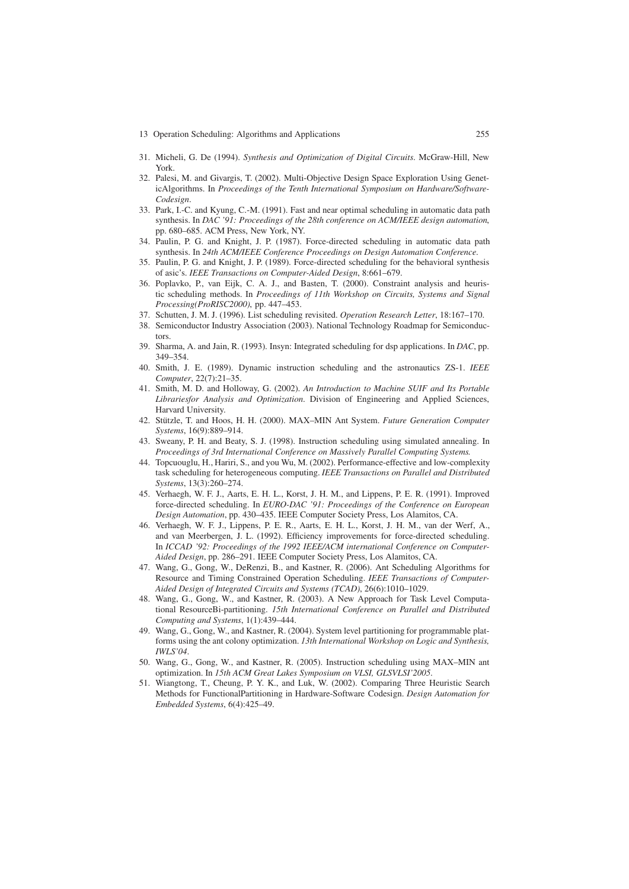31. Micheli, G. De (1994). *Synthesis and Optimization of Digital Circuits*. McGraw-Hill, New York.
32. Palesi, M. and Givargis, T. (2002). Multi-Objective Design Space Exploration Using GeneticAlgorithms. In *Proceedings of the Tenth International Symposium on Hardware/Software-Codesign*.
33. Park, I.-C. and Kyung, C.-M. (1991). Fast and near optimal scheduling in automatic data path synthesis. In *DAC '91: Proceedings of the 28th conference on ACM/IEEE design automation*, pp. 680–685. ACM Press, New York, NY.
34. Paulin, P. G. and Knight, J. P. (1987). Force-directed scheduling in automatic data path synthesis. In *24th ACM/IEEE Conference Proceedings on Design Automation Conference*.
35. Paulin, P. G. and Knight, J. P. (1989). Force-directed scheduling for the behavioral synthesis of asic's. *IEEE Transactions on Computer-Aided Design*, 8:661–679.
36. Poplavko, P., van Eijk, C. A. J., and Basten, T. (2000). Constraint analysis and heuristic scheduling methods. In *Proceedings of 11th Workshop on Circuits, Systems and Signal Processing(ProRISC2000)*, pp. 447–453.
37. Schutten, J. M. J. (1996). List scheduling revisited. *Operation Research Letter*, 18:167–170.
38. Semiconductor Industry Association (2003). National Technology Roadmap for Semiconductors.
39. Sharma, A. and Jain, R. (1993). Insyn: Integrated scheduling for dsp applications. In *DAC*, pp. 349–354.
40. Smith, J. E. (1989). Dynamic instruction scheduling and the astronautics ZS-1. *IEEE Computer*, 22(7):21–35.
41. Smith, M. D. and Holloway, G. (2002). *An Introduction to Machine SUIF and Its Portable Librariesfor Analysis and Optimization*. Division of Engineering and Applied Sciences, Harvard University.
42. Stützle, T. and Hoos, H. H. (2000). MAX–MIN Ant System. *Future Generation Computer Systems*, 16(9):889–914.
43. Sweany, P. H. and Beaty, S. J. (1998). Instruction scheduling using simulated annealing. In *Proceedings of 3rd International Conference on Massively Parallel Computing Systems*.
44. Topcuouglu, H., Hariri, S., and you Wu, M. (2002). Performance-effective and low-complexity task scheduling for heterogeneous computing. *IEEE Transactions on Parallel and Distributed Systems*, 13(3):260–274.
45. Verhaegh, W. F. J., Aarts, E. H. L., Korst, J. H. M., and Lippens, P. E. R. (1991). Improved force-directed scheduling. In *EURO-DAC '91: Proceedings of the Conference on European Design Automation*, pp. 430–435. IEEE Computer Society Press, Los Alamitos, CA.
46. Verhaegh, W. F. J., Lippens, P. E. R., Aarts, E. H. L., Korst, J. H. M., van der Werf, A., and van Meerbergen, J. L. (1992). Efficiency improvements for force-directed scheduling. In *ICCAD '92: Proceedings of the 1992 IEEE/ACM international Conference on Computer-Aided Design*, pp. 286–291. IEEE Computer Society Press, Los Alamitos, CA.
47. Wang, G., Gong, W., DeRenzi, B., and Kastner, R. (2006). Ant Scheduling Algorithms for Resource and Timing Constrained Operation Scheduling. *IEEE Transactions of Computer-Aided Design of Integrated Circuits and Systems (TCAD)*, 26(6):1010–1029.
48. Wang, G., Gong, W., and Kastner, R. (2003). A New Approach for Task Level Computational ResourceBi-partitioning. *15th International Conference on Parallel and Distributed Computing and Systems*, 1(1):439–444.
49. Wang, G., Gong, W., and Kastner, R. (2004). System level partitioning for programmable platforms using the ant colony optimization. *13th International Workshop on Logic and Synthesis, IWLS'04*.
50. Wang, G., Gong, W., and Kastner, R. (2005). Instruction scheduling using MAX–MIN ant optimization. In *15th ACM Great Lakes Symposium on VLSI, GLSVLSI'2005*.
51. Wiangtong, T., Cheung, P. Y. K., and Luk, W. (2002). Comparing Three Heuristic Search Methods for FunctionalPartitioning in Hardware-Software Codesign. *Design Automation for Embedded Systems*, 6(4):425–49.